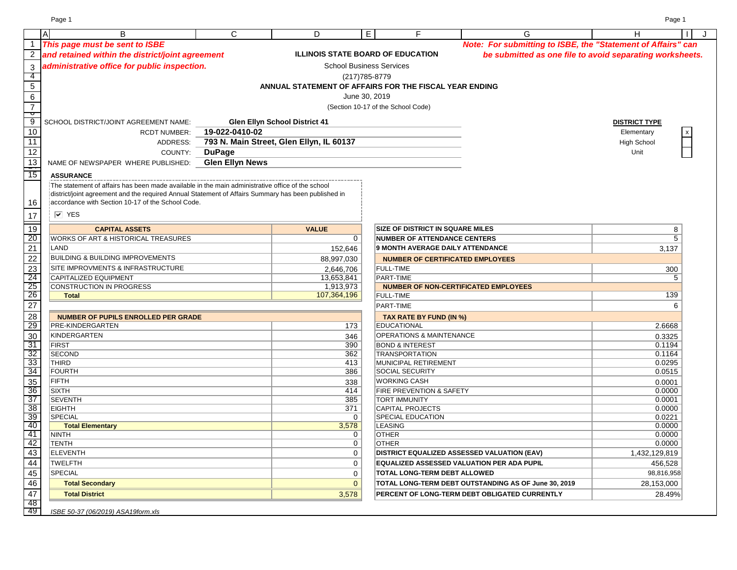*This page must be sent to ISBE and retained within the district/joint agreement administrative office for public inspection.*

***Note: For submitting to ISBE, the "Statement of Affairs" can be submitted as one file to avoid separating worksheets.***

**ILLINOIS STATE BOARD OF EDUCATION**

School Business Services

(217)785-8779

**ANNUAL STATEMENT OF AFFAIRS FOR THE FISCAL YEAR ENDING**

June 30, 2019

(Section 10-17 of the School Code)

SCHOOL DISTRICT/JOINT AGREEMENT NAME: **Glen Ellyn School District 41**

RCDT NUMBER: **19-022-0410-02**

ADDRESS: **793 N. Main Street, Glen Ellyn, IL 60137**

COUNTY: **DuPage**

NAME OF NEWSPAPER WHERE PUBLISHED: **Glen Ellyn News**

**DISTRICT TYPE**

| | |
|---|---|
| Elementary | x |
| High School | |
| Unit | |

**ASSURANCE**

The statement of affairs has been made available in the main administrative office of the school district/joint agreement and the required Annual Statement of Affairs Summary has been published in accordance with Section 10-17 of the School Code.

☑ YES

| CAPITAL ASSETS | VALUE |
|---|---|
| WORKS OF ART & HISTORICAL TREASURES | 0 |
| LAND | 152,646 |
| BUILDING & BUILDING IMPROVEMENTS | 88,997,030 |
| SITE IMPROVMENTS & INFRASTRUCTURE | 2,646,706 |
| CAPITALIZED EQUIPMENT | 13,653,841 |
| CONSTRUCTION IN PROGRESS | 1,913,973 |
| **Total** | 107,364,196 |

| NUMBER OF PUPILS ENROLLED PER GRADE | |
|---|---|
| PRE-KINDERGARTEN | 173 |
| KINDERGARTEN | 346 |
| FIRST | 390 |
| SECOND | 362 |
| THIRD | 413 |
| FOURTH | 386 |
| FIFTH | 338 |
| SIXTH | 414 |
| SEVENTH | 385 |
| EIGHTH | 371 |
| SPECIAL | 0 |
| **Total Elementary** | 3,578 |
| NINTH | 0 |
| TENTH | 0 |
| ELEVENTH | 0 |
| TWELFTH | 0 |
| SPECIAL | 0 |
| **Total Secondary** | 0 |
| **Total District** | 3,578 |

| | |
|---|---|
| **SIZE OF DISTRICT IN SQUARE MILES** | 8 |
| **NUMBER OF ATTENDANCE CENTERS** | 5 |
| **9 MONTH AVERAGE DAILY ATTENDANCE** | 3,137 |
| **NUMBER OF CERTIFICATED EMPLOYEES** | |
| FULL-TIME | 300 |
| PART-TIME | 5 |
| **NUMBER OF NON-CERTIFICATED EMPLOYEES** | |
| FULL-TIME | 139 |
| PART-TIME | 6 |
| **TAX RATE BY FUND (IN %)** | |
| EDUCATIONAL | 2.6668 |
| OPERATIONS & MAINTENANCE | 0.3325 |
| BOND & INTEREST | 0.1194 |
| TRANSPORTATION | 0.1164 |
| MUNICIPAL RETIREMENT | 0.0295 |
| SOCIAL SECURITY | 0.0515 |
| WORKING CASH | 0.0001 |
| FIRE PREVENTION & SAFETY | 0.0000 |
| TORT IMMUNITY | 0.0001 |
| CAPITAL PROJECTS | 0.0000 |
| SPECIAL EDUCATION | 0.0221 |
| LEASING | 0.0000 |
| OTHER | 0.0000 |
| OTHER | 0.0000 |
| **DISTRICT EQUALIZED ASSESSED VALUATION (EAV)** | 1,432,129,819 |
| **EQUALIZED ASSESSED VALUATION PER ADA PUPIL** | 456,528 |
| **TOTAL LONG-TERM DEBT ALLOWED** | 98,816,958 |
| **TOTAL LONG-TERM DEBT OUTSTANDING AS OF June 30, 2019** | 28,153,000 |
| **PERCENT OF LONG-TERM DEBT OBLIGATED CURRENTLY** | 28.49% |

*ISBE 50-37 (06/2019) ASA19form.xls*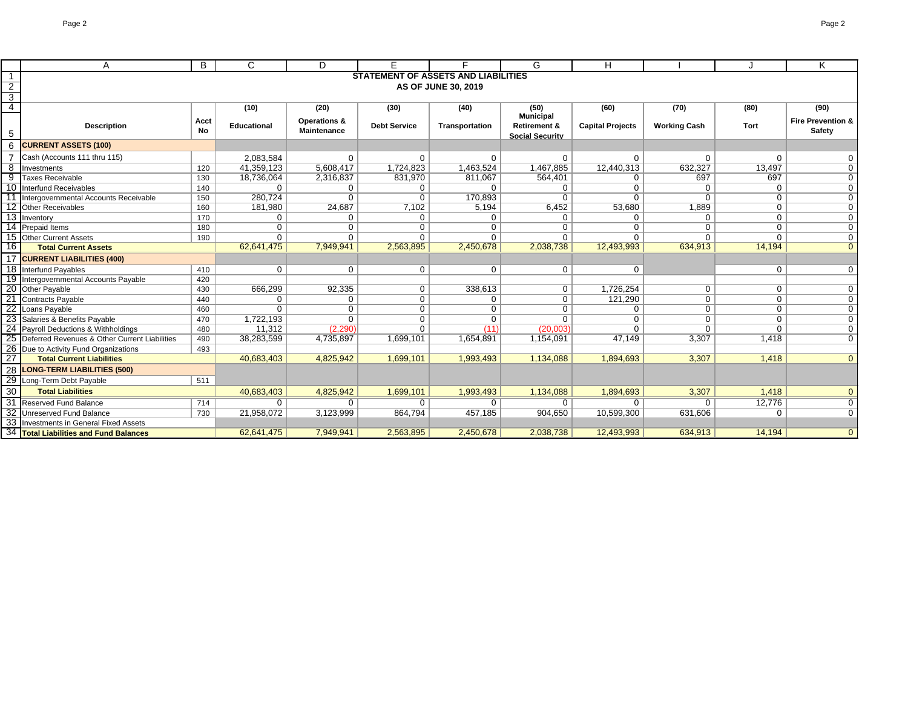# STATEMENT OF ASSETS AND LIABILITIES
## AS OF JUNE 30, 2019

| Description | Acct No | (10) Educational | (20) Operations & Maintenance | (30) Debt Service | (40) Transportation | (50) Municipal Retirement & Social Security | (60) Capital Projects | (70) Working Cash | (80) Tort | (90) Fire Prevention & Safety |
|---|---|---|---|---|---|---|---|---|---|---|
| **CURRENT ASSETS (100)** | | | | | | | | | | |
| Cash (Accounts 111 thru 115) | | 2,083,584 | 0 | 0 | 0 | 0 | 0 | 0 | 0 | 0 |
| Investments | 120 | 41,359,123 | 5,608,417 | 1,724,823 | 1,463,524 | 1,467,885 | 12,440,313 | 632,327 | 13,497 | 0 |
| Taxes Receivable | 130 | 18,736,064 | 2,316,837 | 831,970 | 811,067 | 564,401 | 0 | 697 | 697 | 0 |
| Interfund Receivables | 140 | 0 | 0 | 0 | 0 | 0 | 0 | 0 | 0 | 0 |
| Intergovernmental Accounts Receivable | 150 | 280,724 | 0 | 0 | 170,893 | 0 | 0 | 0 | 0 | 0 |
| Other Receivables | 160 | 181,980 | 24,687 | 7,102 | 5,194 | 6,452 | 53,680 | 1,889 | 0 | 0 |
| Inventory | 170 | 0 | 0 | 0 | 0 | 0 | 0 | 0 | 0 | 0 |
| Prepaid Items | 180 | 0 | 0 | 0 | 0 | 0 | 0 | 0 | 0 | 0 |
| Other Current Assets | 190 | 0 | 0 | 0 | 0 | 0 | 0 | 0 | 0 | 0 |
| **Total Current Assets** | | 62,641,475 | 7,949,941 | 2,563,895 | 2,450,678 | 2,038,738 | 12,493,993 | 634,913 | 14,194 | 0 |
| **CURRENT LIABILITIES (400)** | | | | | | | | | | |
| Interfund Payables | 410 | 0 | 0 | 0 | 0 | 0 | 0 | | 0 | 0 |
| Intergovernmental Accounts Payable | 420 | | | | | | | | | |
| Other Payable | 430 | 666,299 | 92,335 | 0 | 338,613 | 0 | 1,726,254 | 0 | 0 | 0 |
| Contracts Payable | 440 | 0 | 0 | 0 | 0 | 0 | 121,290 | 0 | 0 | 0 |
| Loans Payable | 460 | 0 | 0 | 0 | 0 | 0 | 0 | 0 | 0 | 0 |
| Salaries & Benefits Payable | 470 | 1,722,193 | 0 | 0 | 0 | 0 | 0 | 0 | 0 | 0 |
| Payroll Deductions & Withholdings | 480 | 11,312 | (2,290) | 0 | (11) | (20,003) | 0 | 0 | 0 | 0 |
| Deferred Revenues & Other Current Liabilities | 490 | 38,283,599 | 4,735,897 | 1,699,101 | 1,654,891 | 1,154,091 | 47,149 | 3,307 | 1,418 | 0 |
| Due to Activity Fund Organizations | 493 | | | | | | | | | |
| **Total Current Liabilities** | | 40,683,403 | 4,825,942 | 1,699,101 | 1,993,493 | 1,134,088 | 1,894,693 | 3,307 | 1,418 | 0 |
| **LONG-TERM LIABILITIES (500)** | | | | | | | | | | |
| Long-Term Debt Payable | 511 | | | | | | | | | |
| **Total Liabilities** | | 40,683,403 | 4,825,942 | 1,699,101 | 1,993,493 | 1,134,088 | 1,894,693 | 3,307 | 1,418 | 0 |
| Reserved Fund Balance | 714 | 0 | 0 | 0 | 0 | 0 | 0 | 0 | 12,776 | 0 |
| Unreserved Fund Balance | 730 | 21,958,072 | 3,123,999 | 864,794 | 457,185 | 904,650 | 10,599,300 | 631,606 | 0 | 0 |
| Investments in General Fixed Assets | | | | | | | | | | |
| **Total Liabilities and Fund Balances** | | 62,641,475 | 7,949,941 | 2,563,895 | 2,450,678 | 2,038,738 | 12,493,993 | 634,913 | 14,194 | 0 |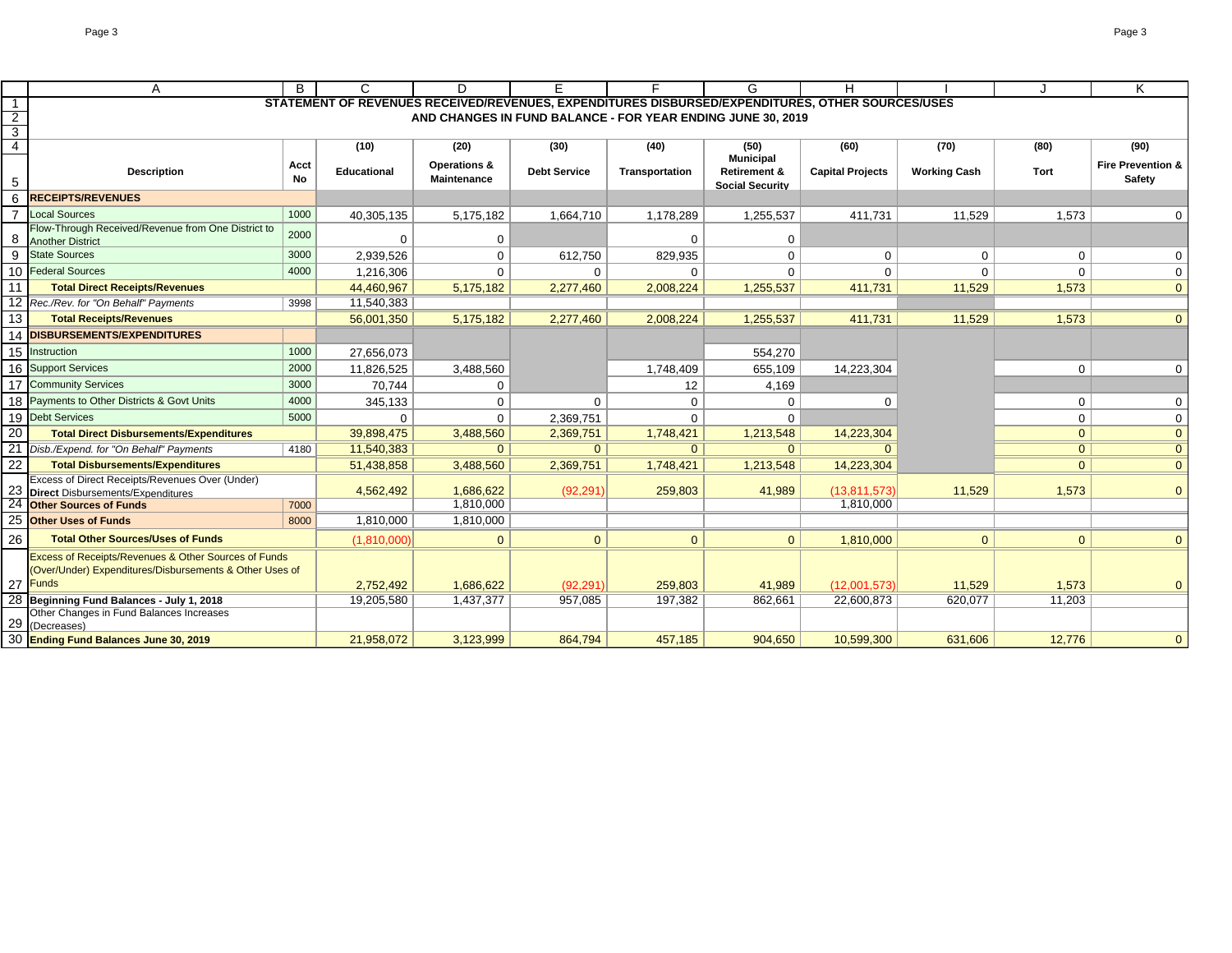## STATEMENT OF REVENUES RECEIVED/REVENUES, EXPENDITURES DISBURSED/EXPENDITURES, OTHER SOURCES/USES AND CHANGES IN FUND BALANCE - FOR YEAR ENDING JUNE 30, 2019

| | A | B | C | D | E | F | G | H | I | J | K |
|---|---|---|---|---|---|---|---|---|---|---|---|
| 4 | | | (10) | (20) | (30) | (40) | (50) | (60) | (70) | (80) | (90) |
| 5 | **Description** | **Acct No** | **Educational** | **Operations & Maintenance** | **Debt Service** | **Transportation** | **Municipal Retirement & Social Security** | **Capital Projects** | **Working Cash** | **Tort** | **Fire Prevention & Safety** |
| 6 | **RECEIPTS/REVENUES** | | | | | | | | | | |
| 7 | Local Sources | 1000 | 40,305,135 | 5,175,182 | 1,664,710 | 1,178,289 | 1,255,537 | 411,731 | 11,529 | 1,573 | 0 |
| 8 | Flow-Through Received/Revenue from One District to Another District | 2000 | 0 | 0 | | 0 | 0 | | | | |
| 9 | State Sources | 3000 | 2,939,526 | 0 | 612,750 | 829,935 | 0 | 0 | 0 | 0 | 0 |
| 10 | Federal Sources | 4000 | 1,216,306 | 0 | 0 | 0 | 0 | 0 | 0 | 0 | 0 |
| 11 | **Total Direct Receipts/Revenues** | | 44,460,967 | 5,175,182 | 2,277,460 | 2,008,224 | 1,255,537 | 411,731 | 11,529 | 1,573 | 0 |
| 12 | *Rec./Rev. for "On Behalf" Payments* | 3998 | 11,540,383 | | | | | | | | |
| 13 | **Total Receipts/Revenues** | | 56,001,350 | 5,175,182 | 2,277,460 | 2,008,224 | 1,255,537 | 411,731 | 11,529 | 1,573 | 0 |
| 14 | **DISBURSEMENTS/EXPENDITURES** | | | | | | | | | | |
| 15 | Instruction | 1000 | 27,656,073 | | | | 554,270 | | | | |
| 16 | Support Services | 2000 | 11,826,525 | 3,488,560 | | 1,748,409 | 655,109 | 14,223,304 | | 0 | 0 |
| 17 | Community Services | 3000 | 70,744 | 0 | | 12 | 4,169 | | | | |
| 18 | Payments to Other Districts & Govt Units | 4000 | 345,133 | 0 | 0 | 0 | 0 | 0 | | 0 | 0 |
| 19 | Debt Services | 5000 | 0 | 0 | 2,369,751 | 0 | 0 | | | 0 | 0 |
| 20 | **Total Direct Disbursements/Expenditures** | | 39,898,475 | 3,488,560 | 2,369,751 | 1,748,421 | 1,213,548 | 14,223,304 | | 0 | 0 |
| 21 | *Disb./Expend. for "On Behalf" Payments* | 4180 | 11,540,383 | 0 | 0 | 0 | 0 | 0 | | 0 | 0 |
| 22 | **Total Disbursements/Expenditures** | | 51,438,858 | 3,488,560 | 2,369,751 | 1,748,421 | 1,213,548 | 14,223,304 | | 0 | 0 |
| 23 | Excess of Direct Receipts/Revenues Over (Under) **Direct** Disbursements/Expenditures | | 4,562,492 | 1,686,622 | (92,291) | 259,803 | 41,989 | (13,811,573) | 11,529 | 1,573 | 0 |
| 24 | **Other Sources of Funds** | 7000 | | 1,810,000 | | | | 1,810,000 | | | |
| 25 | **Other Uses of Funds** | 8000 | 1,810,000 | 1,810,000 | | | | | | | |
| 26 | **Total Other Sources/Uses of Funds** | | (1,810,000) | 0 | 0 | 0 | 0 | 1,810,000 | 0 | 0 | 0 |
| 27 | Excess of Receipts/Revenues & Other Sources of Funds (Over/Under) Expenditures/Disbursements & Other Uses of Funds | | 2,752,492 | 1,686,622 | (92,291) | 259,803 | 41,989 | (12,001,573) | 11,529 | 1,573 | 0 |
| 28 | **Beginning Fund Balances - July 1, 2018** | | 19,205,580 | 1,437,377 | 957,085 | 197,382 | 862,661 | 22,600,873 | 620,077 | 11,203 | |
| 29 | Other Changes in Fund Balances Increases (Decreases) | | | | | | | | | | |
| 30 | **Ending Fund Balances June 30, 2019** | | 21,958,072 | 3,123,999 | 864,794 | 457,185 | 904,650 | 10,599,300 | 631,606 | 12,776 | 0 |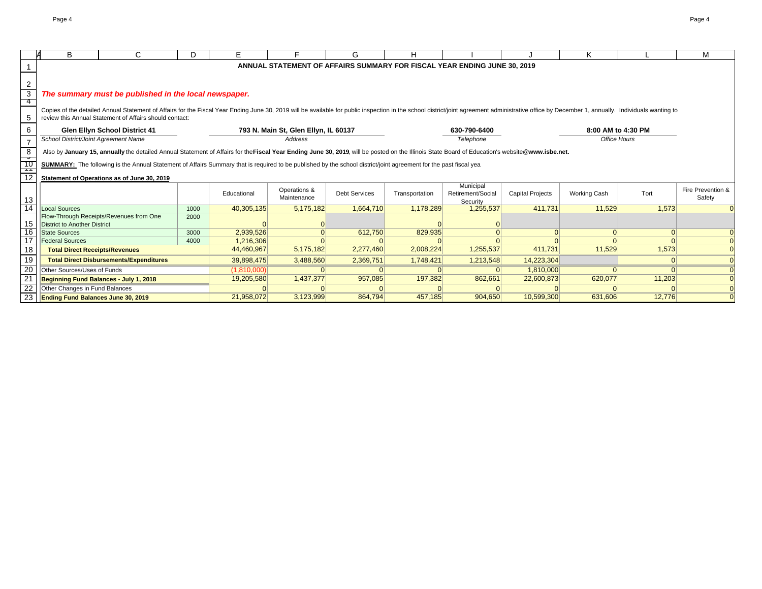# ANNUAL STATEMENT OF AFFAIRS SUMMARY FOR FISCAL YEAR ENDING JUNE 30, 2019

***The summary must be published in the local newspaper.***

Copies of the detailed Annual Statement of Affairs for the Fiscal Year Ending June 30, 2019 will be available for public inspection in the school district/joint agreement administrative office by December 1, annually. Individuals wanting to review this Annual Statement of Affairs should contact:

| **Glen Ellyn School District 41** | **793 N. Main St, Glen Ellyn, IL 60137** | **630-790-6400** | **8:00 AM to 4:30 PM** |
|---|---|---|---|
| *School District/Joint Agreement Name* | *Address* | *Telephone* | *Office Hours* |

Also by **January 15, annually** the detailed Annual Statement of Affairs for the **Fiscal Year Ending June 30, 2019**, will be posted on the Illinois State Board of Education's website@**www.isbe.net.**

**SUMMARY:** The following is the Annual Statement of Affairs Summary that is required to be published by the school district/joint agreement for the past fiscal yea

**Statement of Operations as of June 30, 2019**

| | | Educational | Operations & Maintenance | Debt Services | Transportation | Municipal Retirement/Social Security | Capital Projects | Working Cash | Tort | Fire Prevention & Safety |
|---|---|---|---|---|---|---|---|---|---|---|
| Local Sources | 1000 | 40,305,135 | 5,175,182 | 1,664,710 | 1,178,289 | 1,255,537 | 411,731 | 11,529 | 1,573 | 0 |
| Flow-Through Receipts/Revenues from One District to Another District | 2000 | 0 | 0 | | 0 | 0 | | | | |
| State Sources | 3000 | 2,939,526 | 0 | 612,750 | 829,935 | 0 | 0 | 0 | 0 | 0 |
| Federal Sources | 4000 | 1,216,306 | 0 | 0 | 0 | 0 | 0 | 0 | 0 | 0 |
| **Total Direct Receipts/Revenues** | | 44,460,967 | 5,175,182 | 2,277,460 | 2,008,224 | 1,255,537 | 411,731 | 11,529 | 1,573 | 0 |
| **Total Direct Disbursements/Expenditures** | | 39,898,475 | 3,488,560 | 2,369,751 | 1,748,421 | 1,213,548 | 14,223,304 | | 0 | 0 |
| Other Sources/Uses of Funds | | (1,810,000) | 0 | 0 | 0 | 0 | 1,810,000 | 0 | 0 | 0 |
| **Beginning Fund Balances - July 1, 2018** | | 19,205,580 | 1,437,377 | 957,085 | 197,382 | 862,661 | 22,600,873 | 620,077 | 11,203 | 0 |
| Other Changes in Fund Balances | | 0 | 0 | 0 | 0 | 0 | 0 | 0 | 0 | 0 |
| **Ending Fund Balances June 30, 2019** | | 21,958,072 | 3,123,999 | 864,794 | 457,185 | 904,650 | 10,599,300 | 631,606 | 12,776 | 0 |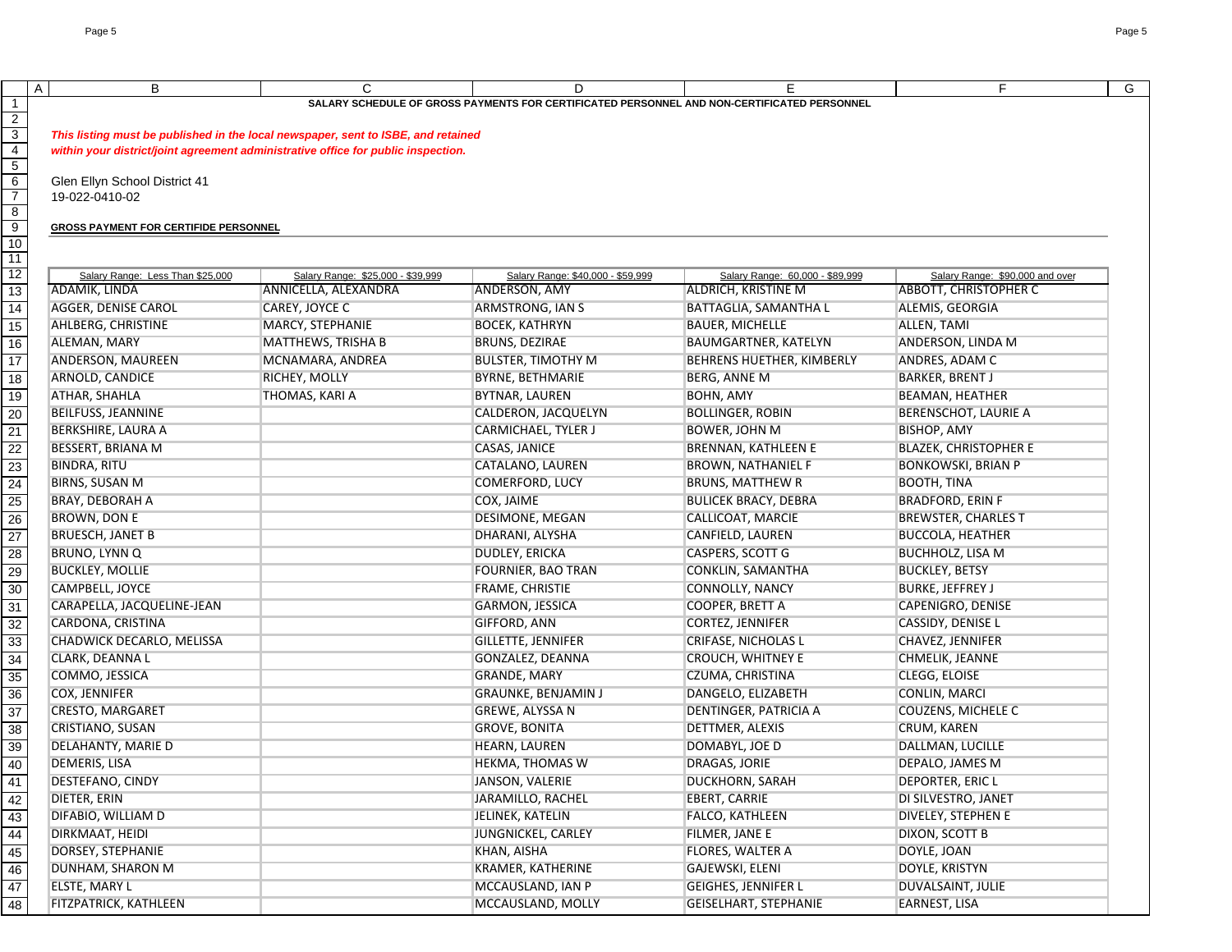**SALARY SCHEDULE OF GROSS PAYMENTS FOR CERTIFICATED PERSONNEL AND NON-CERTIFICATED PERSONNEL**

***This listing must be published in the local newspaper, sent to ISBE, and retained within your district/joint agreement administrative office for public inspection.***

Glen Ellyn School District 41
19-022-0410-02

**GROSS PAYMENT FOR CERTIFIDE PERSONNEL**

| Salary Range: Less Than $25,000 | Salary Range: $25,000 - $39,999 | Salary Range: $40,000 - $59,999 | Salary Range: 60,000 - $89,999 | Salary Range: $90,000 and over |
|---|---|---|---|---|
| ADAMIK, LINDA | ANNICELLA, ALEXANDRA | ANDERSON, AMY | ALDRICH, KRISTINE M | ABBOTT, CHRISTOPHER C |
| AGGER, DENISE CAROL | CAREY, JOYCE C | ARMSTRONG, IAN S | BATTAGLIA, SAMANTHA L | ALEMIS, GEORGIA |
| AHLBERG, CHRISTINE | MARCY, STEPHANIE | BOCEK, KATHRYN | BAUER, MICHELLE | ALLEN, TAMI |
| ALEMAN, MARY | MATTHEWS, TRISHA B | BRUNS, DEZIRAE | BAUMGARTNER, KATELYN | ANDERSON, LINDA M |
| ANDERSON, MAUREEN | MCNAMARA, ANDREA | BULSTER, TIMOTHY M | BEHRENS HUETHER, KIMBERLY | ANDRES, ADAM C |
| ARNOLD, CANDICE | RICHEY, MOLLY | BYRNE, BETHMARIE | BERG, ANNE M | BARKER, BRENT J |
| ATHAR, SHAHLA | THOMAS, KARI A | BYTNAR, LAUREN | BOHN, AMY | BEAMAN, HEATHER |
| BEILFUSS, JEANNINE | | CALDERON, JACQUELYN | BOLLINGER, ROBIN | BERENSCHOT, LAURIE A |
| BERKSHIRE, LAURA A | | CARMICHAEL, TYLER J | BOWER, JOHN M | BISHOP, AMY |
| BESSERT, BRIANA M | | CASAS, JANICE | BRENNAN, KATHLEEN E | BLAZEK, CHRISTOPHER E |
| BINDRA, RITU | | CATALANO, LAUREN | BROWN, NATHANIEL F | BONKOWSKI, BRIAN P |
| BIRNS, SUSAN M | | COMERFORD, LUCY | BRUNS, MATTHEW R | BOOTH, TINA |
| BRAY, DEBORAH A | | COX, JAIME | BULICEK BRACY, DEBRA | BRADFORD, ERIN F |
| BROWN, DON E | | DESIMONE, MEGAN | CALLICOAT, MARCIE | BREWSTER, CHARLES T |
| BRUESCH, JANET B | | DHARANI, ALYSHA | CANFIELD, LAUREN | BUCCOLA, HEATHER |
| BRUNO, LYNN Q | | DUDLEY, ERICKA | CASPERS, SCOTT G | BUCHHOLZ, LISA M |
| BUCKLEY, MOLLIE | | FOURNIER, BAO TRAN | CONKLIN, SAMANTHA | BUCKLEY, BETSY |
| CAMPBELL, JOYCE | | FRAME, CHRISTIE | CONNOLLY, NANCY | BURKE, JEFFREY J |
| CARAPELLA, JACQUELINE-JEAN | | GARMON, JESSICA | COOPER, BRETT A | CAPENIGRO, DENISE |
| CARDONA, CRISTINA | | GIFFORD, ANN | CORTEZ, JENNIFER | CASSIDY, DENISE L |
| CHADWICK DECARLO, MELISSA | | GILLETTE, JENNIFER | CRIFASE, NICHOLAS L | CHAVEZ, JENNIFER |
| CLARK, DEANNA L | | GONZALEZ, DEANNA | CROUCH, WHITNEY E | CHMELIK, JEANNE |
| COMMO, JESSICA | | GRANDE, MARY | CZUMA, CHRISTINA | CLEGG, ELOISE |
| COX, JENNIFER | | GRAUNKE, BENJAMIN J | DANGELO, ELIZABETH | CONLIN, MARCI |
| CRESTO, MARGARET | | GREWE, ALYSSA N | DENTINGER, PATRICIA A | COUZENS, MICHELE C |
| CRISTIANO, SUSAN | | GROVE, BONITA | DETTMER, ALEXIS | CRUM, KAREN |
| DELAHANTY, MARIE D | | HEARN, LAUREN | DOMABYL, JOE D | DALLMAN, LUCILLE |
| DEMERIS, LISA | | HEKMA, THOMAS W | DRAGAS, JORIE | DEPALO, JAMES M |
| DESTEFANO, CINDY | | JANSON, VALERIE | DUCKHORN, SARAH | DEPORTER, ERIC L |
| DIETER, ERIN | | JARAMILLO, RACHEL | EBERT, CARRIE | DI SILVESTRO, JANET |
| DIFABIO, WILLIAM D | | JELINEK, KATELIN | FALCO, KATHLEEN | DIVELEY, STEPHEN E |
| DIRKMAAT, HEIDI | | JUNGNICKEL, CARLEY | FILMER, JANE E | DIXON, SCOTT B |
| DORSEY, STEPHANIE | | KHAN, AISHA | FLORES, WALTER A | DOYLE, JOAN |
| DUNHAM, SHARON M | | KRAMER, KATHERINE | GAJEWSKI, ELENI | DOYLE, KRISTYN |
| ELSTE, MARY L | | MCCAUSLAND, IAN P | GEIGHES, JENNIFER L | DUVALSAINT, JULIE |
| FITZPATRICK, KATHLEEN | | MCCAUSLAND, MOLLY | GEISELHART, STEPHANIE | EARNEST, LISA |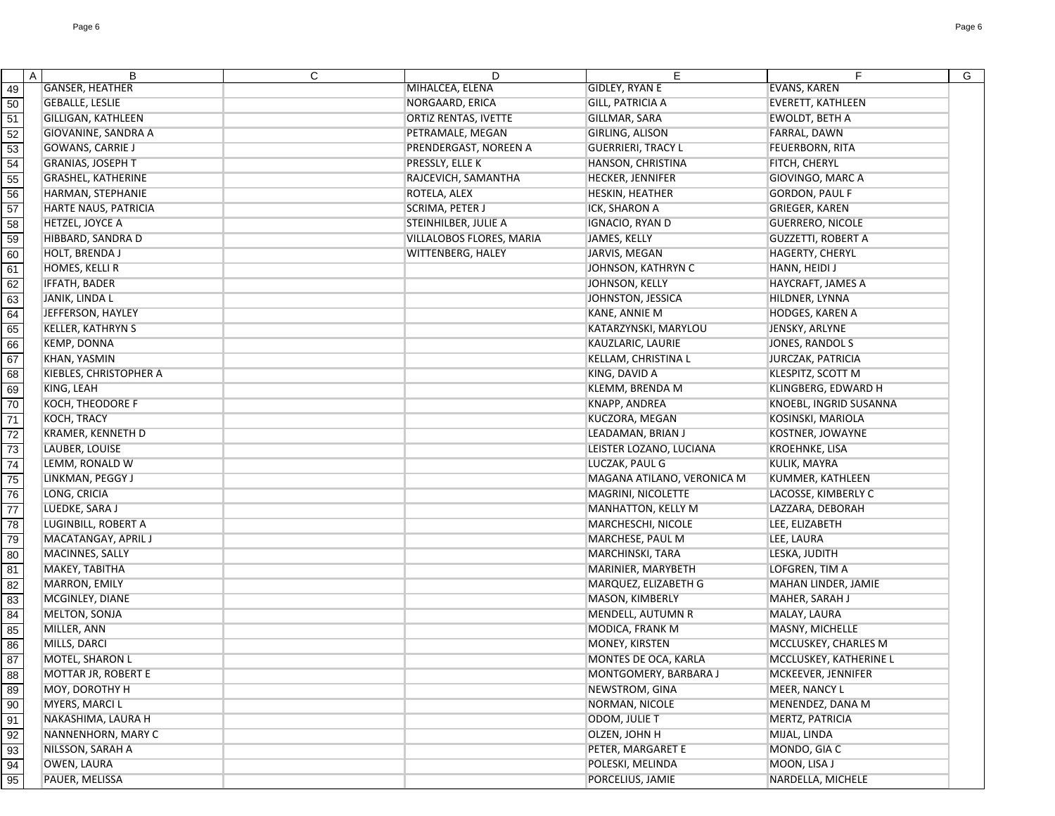| | A | B | C | D | E | F | G |
|---|---|---|---|---|---|---|---|
| 49 | | GANSER, HEATHER | | MIHALCEA, ELENA | GIDLEY, RYAN E | EVANS, KAREN | |
| 50 | | GEBALLE, LESLIE | | NORGAARD, ERICA | GILL, PATRICIA A | EVERETT, KATHLEEN | |
| 51 | | GILLIGAN, KATHLEEN | | ORTIZ RENTAS, IVETTE | GILLMAR, SARA | EWOLDT, BETH A | |
| 52 | | GIOVANINE, SANDRA A | | PETRAMALE, MEGAN | GIRLING, ALISON | FARRAL, DAWN | |
| 53 | | GOWANS, CARRIE J | | PRENDERGAST, NOREEN A | GUERRIERI, TRACY L | FEUERBORN, RITA | |
| 54 | | GRANIAS, JOSEPH T | | PRESSLY, ELLE K | HANSON, CHRISTINA | FITCH, CHERYL | |
| 55 | | GRASHEL, KATHERINE | | RAJCEVICH, SAMANTHA | HECKER, JENNIFER | GIOVINGO, MARC A | |
| 56 | | HARMAN, STEPHANIE | | ROTELA, ALEX | HESKIN, HEATHER | GORDON, PAUL F | |
| 57 | | HARTE NAUS, PATRICIA | | SCRIMA, PETER J | ICK, SHARON A | GRIEGER, KAREN | |
| 58 | | HETZEL, JOYCE A | | STEINHILBER, JULIE A | IGNACIO, RYAN D | GUERRERO, NICOLE | |
| 59 | | HIBBARD, SANDRA D | | VILLALOBOS FLORES, MARIA | JAMES, KELLY | GUZZETTI, ROBERT A | |
| 60 | | HOLT, BRENDA J | | WITTENBERG, HALEY | JARVIS, MEGAN | HAGERTY, CHERYL | |
| 61 | | HOMES, KELLI R | | | JOHNSON, KATHRYN C | HANN, HEIDI J | |
| 62 | | IFFATH, BADER | | | JOHNSON, KELLY | HAYCRAFT, JAMES A | |
| 63 | | JANIK, LINDA L | | | JOHNSTON, JESSICA | HILDNER, LYNNA | |
| 64 | | JEFFERSON, HAYLEY | | | KANE, ANNIE M | HODGES, KAREN A | |
| 65 | | KELLER, KATHRYN S | | | KATARZYNSKI, MARYLOU | JENSKY, ARLYNE | |
| 66 | | KEMP, DONNA | | | KAUZLARIC, LAURIE | JONES, RANDOL S | |
| 67 | | KHAN, YASMIN | | | KELLAM, CHRISTINA L | JURCZAK, PATRICIA | |
| 68 | | KIEBLES, CHRISTOPHER A | | | KING, DAVID A | KLESPITZ, SCOTT M | |
| 69 | | KING, LEAH | | | KLEMM, BRENDA M | KLINGBERG, EDWARD H | |
| 70 | | KOCH, THEODORE F | | | KNAPP, ANDREA | KNOEBL, INGRID SUSANNA | |
| 71 | | KOCH, TRACY | | | KUCZORA, MEGAN | KOSINSKI, MARIOLA | |
| 72 | | KRAMER, KENNETH D | | | LEADAMAN, BRIAN J | KOSTNER, JOWAYNE | |
| 73 | | LAUBER, LOUISE | | | LEISTER LOZANO, LUCIANA | KROEHNKE, LISA | |
| 74 | | LEMM, RONALD W | | | LUCZAK, PAUL G | KULIK, MAYRA | |
| 75 | | LINKMAN, PEGGY J | | | MAGANA ATILANO, VERONICA M | KUMMER, KATHLEEN | |
| 76 | | LONG, CRICIA | | | MAGRINI, NICOLETTE | LACOSSE, KIMBERLY C | |
| 77 | | LUEDKE, SARA J | | | MANHATTON, KELLY M | LAZZARA, DEBORAH | |
| 78 | | LUGINBILL, ROBERT A | | | MARCHESCHI, NICOLE | LEE, ELIZABETH | |
| 79 | | MACATANGAY, APRIL J | | | MARCHESE, PAUL M | LEE, LAURA | |
| 80 | | MACINNES, SALLY | | | MARCHINSKI, TARA | LESKA, JUDITH | |
| 81 | | MAKEY, TABITHA | | | MARINIER, MARYBETH | LOFGREN, TIM A | |
| 82 | | MARRON, EMILY | | | MARQUEZ, ELIZABETH G | MAHAN LINDER, JAMIE | |
| 83 | | MCGINLEY, DIANE | | | MASON, KIMBERLY | MAHER, SARAH J | |
| 84 | | MELTON, SONJA | | | MENDELL, AUTUMN R | MALAY, LAURA | |
| 85 | | MILLER, ANN | | | MODICA, FRANK M | MASNY, MICHELLE | |
| 86 | | MILLS, DARCI | | | MONEY, KIRSTEN | MCCLUSKEY, CHARLES M | |
| 87 | | MOTEL, SHARON L | | | MONTES DE OCA, KARLA | MCCLUSKEY, KATHERINE L | |
| 88 | | MOTTAR JR, ROBERT E | | | MONTGOMERY, BARBARA J | MCKEEVER, JENNIFER | |
| 89 | | MOY, DOROTHY H | | | NEWSTROM, GINA | MEER, NANCY L | |
| 90 | | MYERS, MARCI L | | | NORMAN, NICOLE | MENENDEZ, DANA M | |
| 91 | | NAKASHIMA, LAURA H | | | ODOM, JULIE T | MERTZ, PATRICIA | |
| 92 | | NANNENHORN, MARY C | | | OLZEN, JOHN H | MIJAL, LINDA | |
| 93 | | NILSSON, SARAH A | | | PETER, MARGARET E | MONDO, GIA C | |
| 94 | | OWEN, LAURA | | | POLESKI, MELINDA | MOON, LISA J | |
| 95 | | PAUER, MELISSA | | | PORCELIUS, JAMIE | NARDELLA, MICHELE | |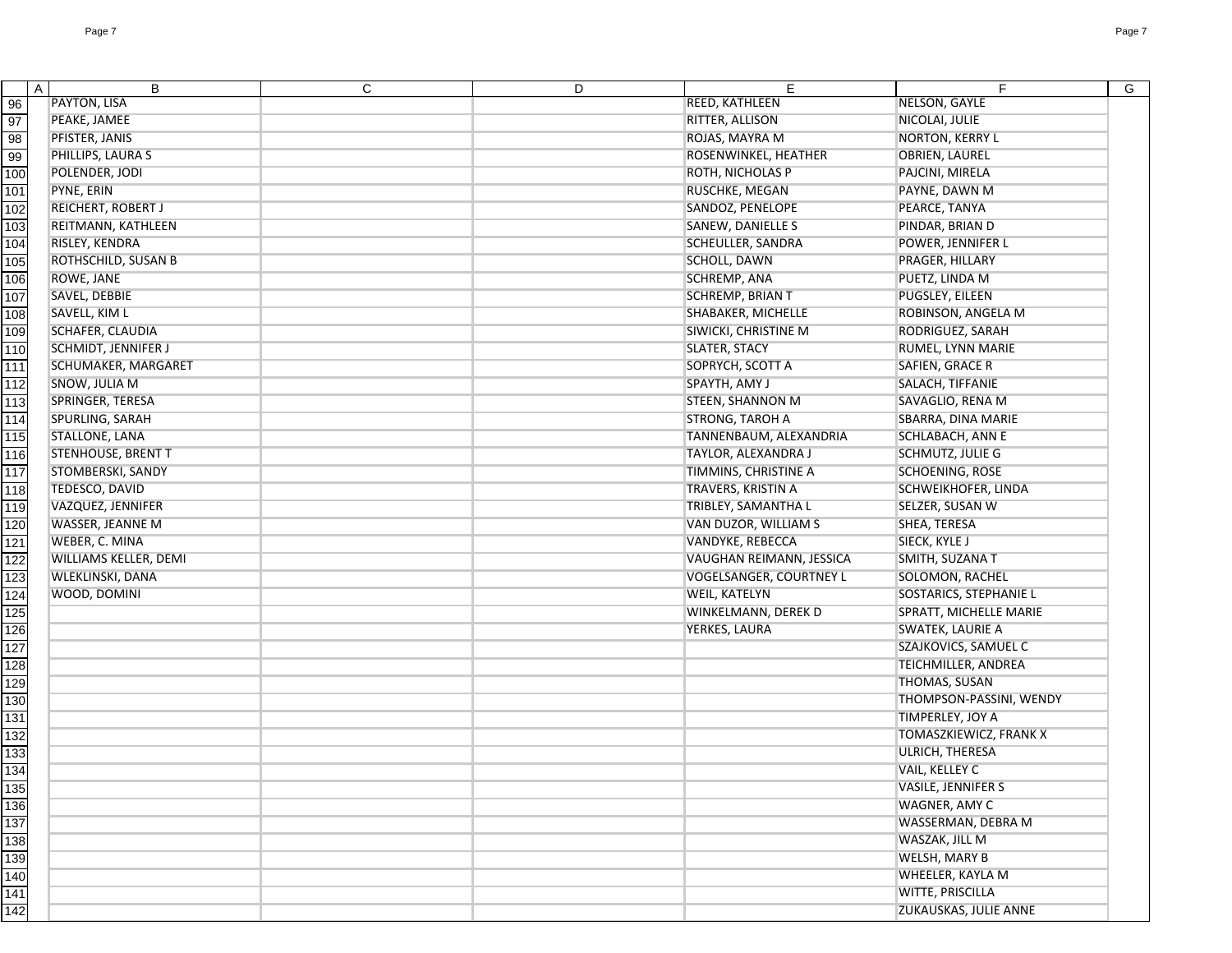| | A | B | C | D | E | F | G |
|---|---|---|---|---|---|---|---|
| 96 | | PAYTON, LISA | | | REED, KATHLEEN | NELSON, GAYLE | |
| 97 | | PEAKE, JAMEE | | | RITTER, ALLISON | NICOLAI, JULIE | |
| 98 | | PFISTER, JANIS | | | ROJAS, MAYRA M | NORTON, KERRY L | |
| 99 | | PHILLIPS, LAURA S | | | ROSENWINKEL, HEATHER | OBRIEN, LAUREL | |
| 100 | | POLENDER, JODI | | | ROTH, NICHOLAS P | PAJCINI, MIRELA | |
| 101 | | PYNE, ERIN | | | RUSCHKE, MEGAN | PAYNE, DAWN M | |
| 102 | | REICHERT, ROBERT J | | | SANDOZ, PENELOPE | PEARCE, TANYA | |
| 103 | | REITMANN, KATHLEEN | | | SANEW, DANIELLE S | PINDAR, BRIAN D | |
| 104 | | RISLEY, KENDRA | | | SCHEULLER, SANDRA | POWER, JENNIFER L | |
| 105 | | ROTHSCHILD, SUSAN B | | | SCHOLL, DAWN | PRAGER, HILLARY | |
| 106 | | ROWE, JANE | | | SCHREMP, ANA | PUETZ, LINDA M | |
| 107 | | SAVEL, DEBBIE | | | SCHREMP, BRIAN T | PUGSLEY, EILEEN | |
| 108 | | SAVELL, KIM L | | | SHABAKER, MICHELLE | ROBINSON, ANGELA M | |
| 109 | | SCHAFER, CLAUDIA | | | SIWICKI, CHRISTINE M | RODRIGUEZ, SARAH | |
| 110 | | SCHMIDT, JENNIFER J | | | SLATER, STACY | RUMEL, LYNN MARIE | |
| 111 | | SCHUMAKER, MARGARET | | | SOPRYCH, SCOTT A | SAFIEN, GRACE R | |
| 112 | | SNOW, JULIA M | | | SPAYTH, AMY J | SALACH, TIFFANIE | |
| 113 | | SPRINGER, TERESA | | | STEEN, SHANNON M | SAVAGLIO, RENA M | |
| 114 | | SPURLING, SARAH | | | STRONG, TAROH A | SBARRA, DINA MARIE | |
| 115 | | STALLONE, LANA | | | TANNENBAUM, ALEXANDRIA | SCHLABACH, ANN E | |
| 116 | | STENHOUSE, BRENT T | | | TAYLOR, ALEXANDRA J | SCHMUTZ, JULIE G | |
| 117 | | STOMBERSKI, SANDY | | | TIMMINS, CHRISTINE A | SCHOENING, ROSE | |
| 118 | | TEDESCO, DAVID | | | TRAVERS, KRISTIN A | SCHWEIKHOFER, LINDA | |
| 119 | | VAZQUEZ, JENNIFER | | | TRIBLEY, SAMANTHA L | SELZER, SUSAN W | |
| 120 | | WASSER, JEANNE M | | | VAN DUZOR, WILLIAM S | SHEA, TERESA | |
| 121 | | WEBER, C. MINA | | | VANDYKE, REBECCA | SIECK, KYLE J | |
| 122 | | WILLIAMS KELLER, DEMI | | | VAUGHAN REIMANN, JESSICA | SMITH, SUZANA T | |
| 123 | | WLEKLINSKI, DANA | | | VOGELSANGER, COURTNEY L | SOLOMON, RACHEL | |
| 124 | | WOOD, DOMINI | | | WEIL, KATELYN | SOSTARICS, STEPHANIE L | |
| 125 | | | | | WINKELMANN, DEREK D | SPRATT, MICHELLE MARIE | |
| 126 | | | | | YERKES, LAURA | SWATEK, LAURIE A | |
| 127 | | | | | | SZAJKOVICS, SAMUEL C | |
| 128 | | | | | | TEICHMILLER, ANDREA | |
| 129 | | | | | | THOMAS, SUSAN | |
| 130 | | | | | | THOMPSON-PASSINI, WENDY | |
| 131 | | | | | | TIMPERLEY, JOY A | |
| 132 | | | | | | TOMASZKIEWICZ, FRANK X | |
| 133 | | | | | | ULRICH, THERESA | |
| 134 | | | | | | VAIL, KELLEY C | |
| 135 | | | | | | VASILE, JENNIFER S | |
| 136 | | | | | | WAGNER, AMY C | |
| 137 | | | | | | WASSERMAN, DEBRA M | |
| 138 | | | | | | WASZAK, JILL M | |
| 139 | | | | | | WELSH, MARY B | |
| 140 | | | | | | WHEELER, KAYLA M | |
| 141 | | | | | | WITTE, PRISCILLA | |
| 142 | | | | | | ZUKAUSKAS, JULIE ANNE | |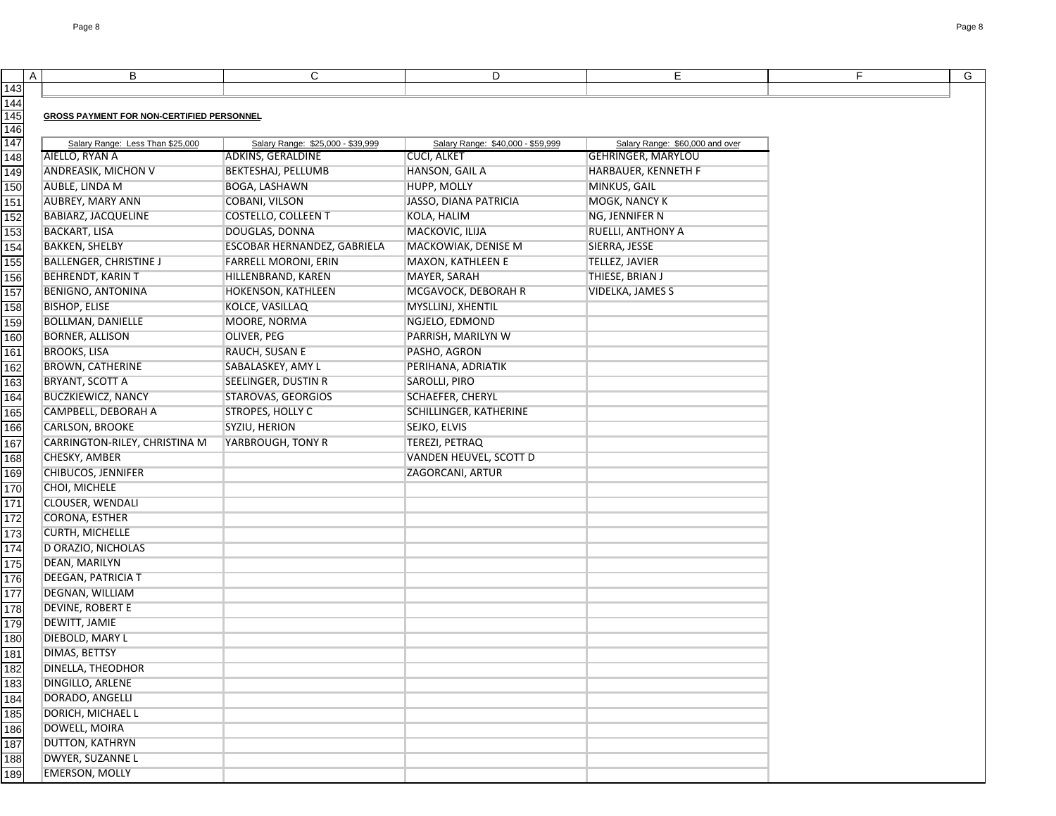**GROSS PAYMENT FOR NON-CERTIFIED PERSONNEL**

| Salary Range: Less Than $25,000 | Salary Range: $25,000 - $39,999 | Salary Range: $40,000 - $59,999 | Salary Range: $60,000 and over |
|---|---|---|---|
| AIELLO, RYAN A | ADKINS, GERALDINE | CUCI, ALKET | GEHRINGER, MARYLOU |
| ANDREASIK, MICHON V | BEKTESHAJ, PELLUMB | HANSON, GAIL A | HARBAUER, KENNETH F |
| AUBLE, LINDA M | BOGA, LASHAWN | HUPP, MOLLY | MINKUS, GAIL |
| AUBREY, MARY ANN | COBANI, VILSON | JASSO, DIANA PATRICIA | MOGK, NANCY K |
| BABIARZ, JACQUELINE | COSTELLO, COLLEEN T | KOLA, HALIM | NG, JENNIFER N |
| BACKART, LISA | DOUGLAS, DONNA | MACKOVIC, ILIJA | RUELLI, ANTHONY A |
| BAKKEN, SHELBY | ESCOBAR HERNANDEZ, GABRIELA | MACKOWIAK, DENISE M | SIERRA, JESSE |
| BALLENGER, CHRISTINE J | FARRELL MORONI, ERIN | MAXON, KATHLEEN E | TELLEZ, JAVIER |
| BEHRENDT, KARIN T | HILLENBRAND, KAREN | MAYER, SARAH | THIESE, BRIAN J |
| BENIGNO, ANTONINA | HOKENSON, KATHLEEN | MCGAVOCK, DEBORAH R | VIDELKA, JAMES S |
| BISHOP, ELISE | KOLCE, VASILLAQ | MYSLLINJ, XHENTIL | |
| BOLLMAN, DANIELLE | MOORE, NORMA | NGJELO, EDMOND | |
| BORNER, ALLISON | OLIVER, PEG | PARRISH, MARILYN W | |
| BROOKS, LISA | RAUCH, SUSAN E | PASHO, AGRON | |
| BROWN, CATHERINE | SABALASKEY, AMY L | PERIHANA, ADRIATIK | |
| BRYANT, SCOTT A | SEELINGER, DUSTIN R | SAROLLI, PIRO | |
| BUCZKIEWICZ, NANCY | STAROVAS, GEORGIOS | SCHAEFER, CHERYL | |
| CAMPBELL, DEBORAH A | STROPES, HOLLY C | SCHILLINGER, KATHERINE | |
| CARLSON, BROOKE | SYZIU, HERION | SEJKO, ELVIS | |
| CARRINGTON-RILEY, CHRISTINA M | YARBROUGH, TONY R | TEREZI, PETRAQ | |
| CHESKY, AMBER | | VANDEN HEUVEL, SCOTT D | |
| CHIBUCOS, JENNIFER | | ZAGORCANI, ARTUR | |
| CHOI, MICHELE | | | |
| CLOUSER, WENDALI | | | |
| CORONA, ESTHER | | | |
| CURTH, MICHELLE | | | |
| D ORAZIO, NICHOLAS | | | |
| DEAN, MARILYN | | | |
| DEEGAN, PATRICIA T | | | |
| DEGNAN, WILLIAM | | | |
| DEVINE, ROBERT E | | | |
| DEWITT, JAMIE | | | |
| DIEBOLD, MARY L | | | |
| DIMAS, BETTSY | | | |
| DINELLA, THEODHOR | | | |
| DINGILLO, ARLENE | | | |
| DORADO, ANGELLI | | | |
| DORICH, MICHAEL L | | | |
| DOWELL, MOIRA | | | |
| DUTTON, KATHRYN | | | |
| DWYER, SUZANNE L | | | |
| EMERSON, MOLLY | | | |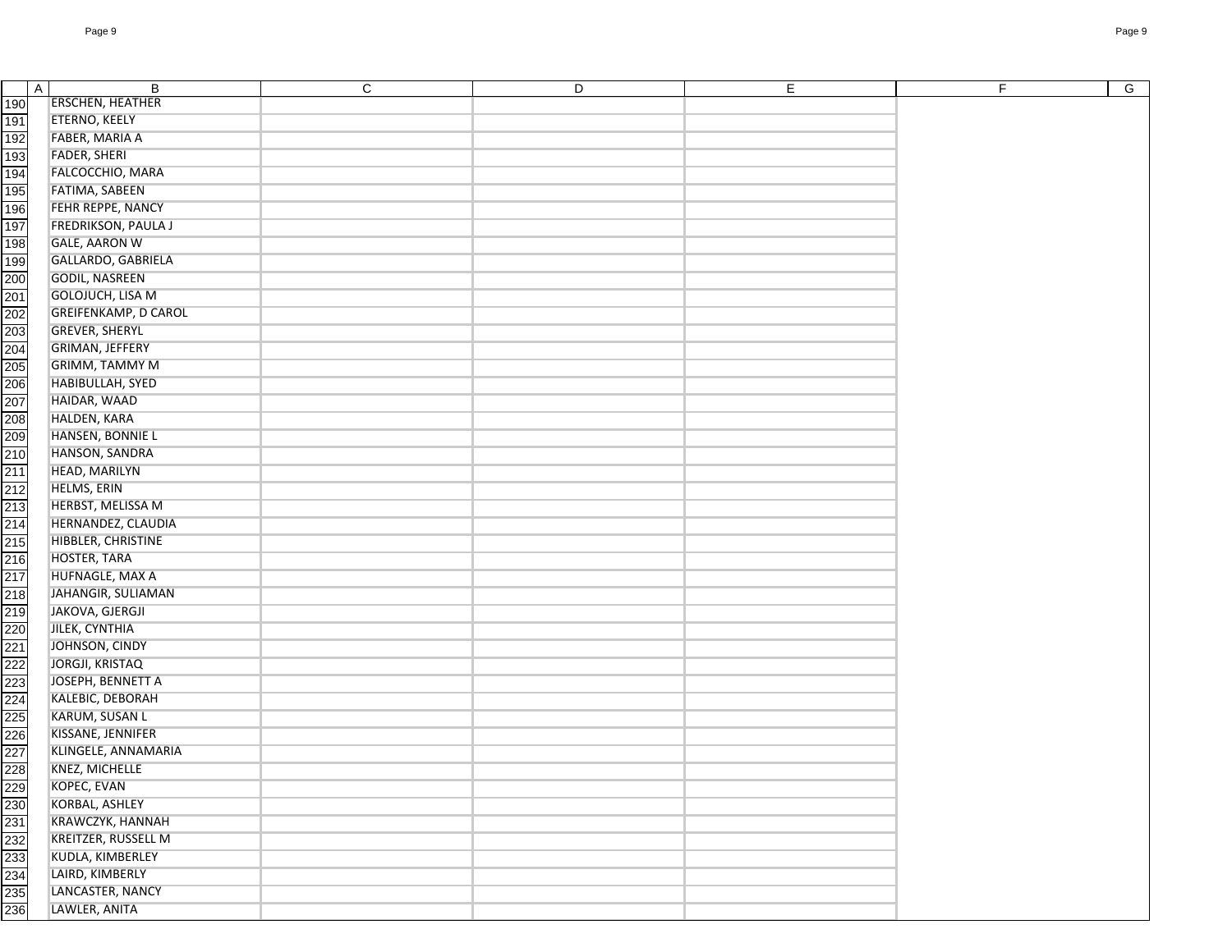| | A | B | C | D | E | F | G |
|---|---|---|---|---|---|---|---|
| 190 | | ERSCHEN, HEATHER | | | | | |
| 191 | | ETERNO, KEELY | | | | | |
| 192 | | FABER, MARIA A | | | | | |
| 193 | | FADER, SHERI | | | | | |
| 194 | | FALCOCCHIO, MARA | | | | | |
| 195 | | FATIMA, SABEEN | | | | | |
| 196 | | FEHR REPPE, NANCY | | | | | |
| 197 | | FREDRIKSON, PAULA J | | | | | |
| 198 | | GALE, AARON W | | | | | |
| 199 | | GALLARDO, GABRIELA | | | | | |
| 200 | | GODIL, NASREEN | | | | | |
| 201 | | GOLOJUCH, LISA M | | | | | |
| 202 | | GREIFENKAMP, D CAROL | | | | | |
| 203 | | GREVER, SHERYL | | | | | |
| 204 | | GRIMAN, JEFFERY | | | | | |
| 205 | | GRIMM, TAMMY M | | | | | |
| 206 | | HABIBULLAH, SYED | | | | | |
| 207 | | HAIDAR, WAAD | | | | | |
| 208 | | HALDEN, KARA | | | | | |
| 209 | | HANSEN, BONNIE L | | | | | |
| 210 | | HANSON, SANDRA | | | | | |
| 211 | | HEAD, MARILYN | | | | | |
| 212 | | HELMS, ERIN | | | | | |
| 213 | | HERBST, MELISSA M | | | | | |
| 214 | | HERNANDEZ, CLAUDIA | | | | | |
| 215 | | HIBBLER, CHRISTINE | | | | | |
| 216 | | HOSTER, TARA | | | | | |
| 217 | | HUFNAGLE, MAX A | | | | | |
| 218 | | JAHANGIR, SULIAMAN | | | | | |
| 219 | | JAKOVA, GJERGJI | | | | | |
| 220 | | JILEK, CYNTHIA | | | | | |
| 221 | | JOHNSON, CINDY | | | | | |
| 222 | | JORGJI, KRISTAQ | | | | | |
| 223 | | JOSEPH, BENNETT A | | | | | |
| 224 | | KALEBIC, DEBORAH | | | | | |
| 225 | | KARUM, SUSAN L | | | | | |
| 226 | | KISSANE, JENNIFER | | | | | |
| 227 | | KLINGELE, ANNAMARIA | | | | | |
| 228 | | KNEZ, MICHELLE | | | | | |
| 229 | | KOPEC, EVAN | | | | | |
| 230 | | KORBAL, ASHLEY | | | | | |
| 231 | | KRAWCZYK, HANNAH | | | | | |
| 232 | | KREITZER, RUSSELL M | | | | | |
| 233 | | KUDLA, KIMBERLEY | | | | | |
| 234 | | LAIRD, KIMBERLY | | | | | |
| 235 | | LANCASTER, NANCY | | | | | |
| 236 | | LAWLER, ANITA | | | | | |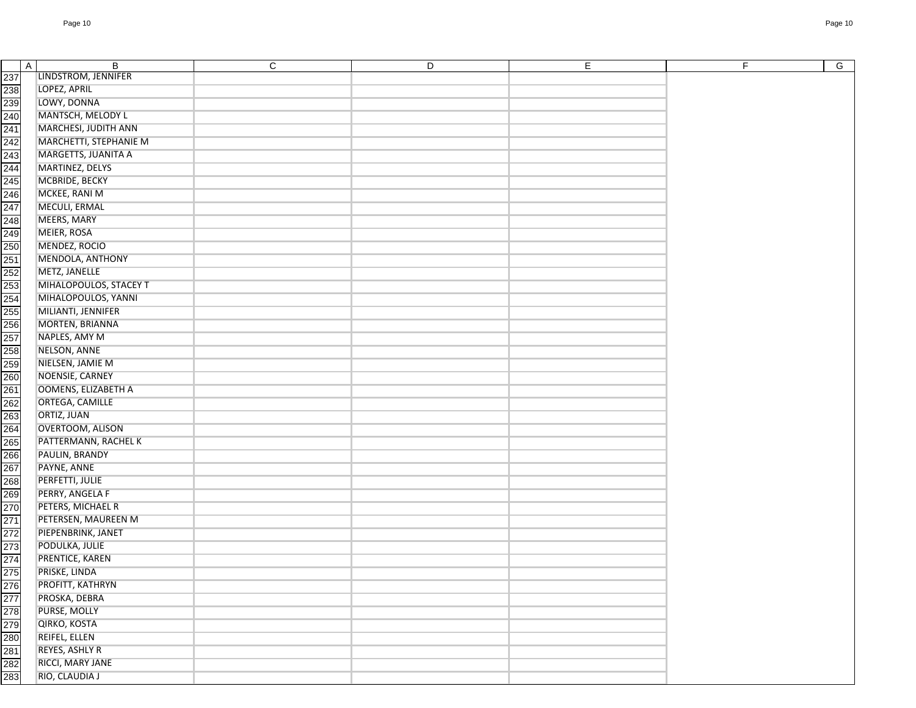| | A | B | C | D | E | F | G |
|---|---|---|---|---|---|---|---|
| 237 | | LINDSTROM, JENNIFER | | | | | |
| 238 | | LOPEZ, APRIL | | | | | |
| 239 | | LOWY, DONNA | | | | | |
| 240 | | MANTSCH, MELODY L | | | | | |
| 241 | | MARCHESI, JUDITH ANN | | | | | |
| 242 | | MARCHETTI, STEPHANIE M | | | | | |
| 243 | | MARGETTS, JUANITA A | | | | | |
| 244 | | MARTINEZ, DELYS | | | | | |
| 245 | | MCBRIDE, BECKY | | | | | |
| 246 | | MCKEE, RANI M | | | | | |
| 247 | | MECULI, ERMAL | | | | | |
| 248 | | MEERS, MARY | | | | | |
| 249 | | MEIER, ROSA | | | | | |
| 250 | | MENDEZ, ROCIO | | | | | |
| 251 | | MENDOLA, ANTHONY | | | | | |
| 252 | | METZ, JANELLE | | | | | |
| 253 | | MIHALOPOULOS, STACEY T | | | | | |
| 254 | | MIHALOPOULOS, YANNI | | | | | |
| 255 | | MILIANTI, JENNIFER | | | | | |
| 256 | | MORTEN, BRIANNA | | | | | |
| 257 | | NAPLES, AMY M | | | | | |
| 258 | | NELSON, ANNE | | | | | |
| 259 | | NIELSEN, JAMIE M | | | | | |
| 260 | | NOENSIE, CARNEY | | | | | |
| 261 | | OOMENS, ELIZABETH A | | | | | |
| 262 | | ORTEGA, CAMILLE | | | | | |
| 263 | | ORTIZ, JUAN | | | | | |
| 264 | | OVERTOOM, ALISON | | | | | |
| 265 | | PATTERMANN, RACHEL K | | | | | |
| 266 | | PAULIN, BRANDY | | | | | |
| 267 | | PAYNE, ANNE | | | | | |
| 268 | | PERFETTI, JULIE | | | | | |
| 269 | | PERRY, ANGELA F | | | | | |
| 270 | | PETERS, MICHAEL R | | | | | |
| 271 | | PETERSEN, MAUREEN M | | | | | |
| 272 | | PIEPENBRINK, JANET | | | | | |
| 273 | | PODULKA, JULIE | | | | | |
| 274 | | PRENTICE, KAREN | | | | | |
| 275 | | PRISKE, LINDA | | | | | |
| 276 | | PROFITT, KATHRYN | | | | | |
| 277 | | PROSKA, DEBRA | | | | | |
| 278 | | PURSE, MOLLY | | | | | |
| 279 | | QIRKO, KOSTA | | | | | |
| 280 | | REIFEL, ELLEN | | | | | |
| 281 | | REYES, ASHLY R | | | | | |
| 282 | | RICCI, MARY JANE | | | | | |
| 283 | | RIO, CLAUDIA J | | | | | |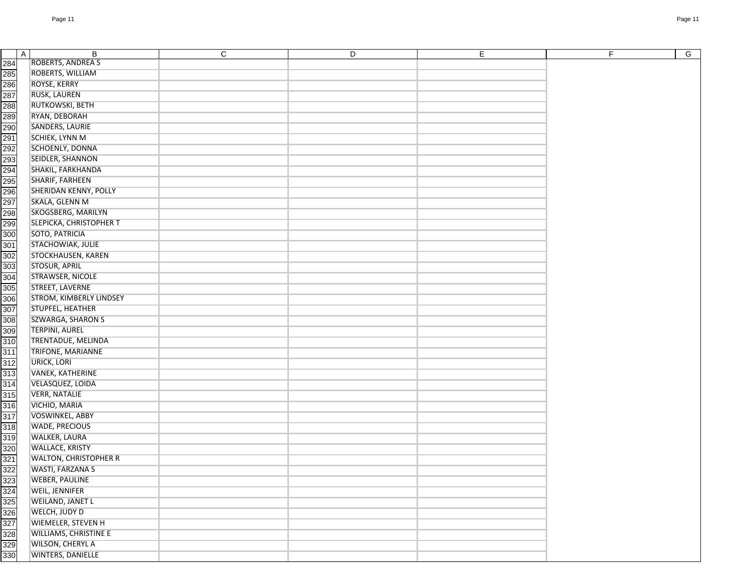| | A | B | C | D | E | F | G |
|---|---|---|---|---|---|---|---|
| 284 | | ROBERTS, ANDREA S | | | | | |
| 285 | | ROBERTS, WILLIAM | | | | | |
| 286 | | ROYSE, KERRY | | | | | |
| 287 | | RUSK, LAUREN | | | | | |
| 288 | | RUTKOWSKI, BETH | | | | | |
| 289 | | RYAN, DEBORAH | | | | | |
| 290 | | SANDERS, LAURIE | | | | | |
| 291 | | SCHIEK, LYNN M | | | | | |
| 292 | | SCHOENLY, DONNA | | | | | |
| 293 | | SEIDLER, SHANNON | | | | | |
| 294 | | SHAKIL, FARKHANDA | | | | | |
| 295 | | SHARIF, FARHEEN | | | | | |
| 296 | | SHERIDAN KENNY, POLLY | | | | | |
| 297 | | SKALA, GLENN M | | | | | |
| 298 | | SKOGSBERG, MARILYN | | | | | |
| 299 | | SLEPICKA, CHRISTOPHER T | | | | | |
| 300 | | SOTO, PATRICIA | | | | | |
| 301 | | STACHOWIAK, JULIE | | | | | |
| 302 | | STOCKHAUSEN, KAREN | | | | | |
| 303 | | STOSUR, APRIL | | | | | |
| 304 | | STRAWSER, NICOLE | | | | | |
| 305 | | STREET, LAVERNE | | | | | |
| 306 | | STROM, KIMBERLY LINDSEY | | | | | |
| 307 | | STUPFEL, HEATHER | | | | | |
| 308 | | SZWARGA, SHARON S | | | | | |
| 309 | | TERPINI, AUREL | | | | | |
| 310 | | TRENTADUE, MELINDA | | | | | |
| 311 | | TRIFONE, MARIANNE | | | | | |
| 312 | | URICK, LORI | | | | | |
| 313 | | VANEK, KATHERINE | | | | | |
| 314 | | VELASQUEZ, LOIDA | | | | | |
| 315 | | VERR, NATALIE | | | | | |
| 316 | | VICHIO, MARIA | | | | | |
| 317 | | VOSWINKEL, ABBY | | | | | |
| 318 | | WADE, PRECIOUS | | | | | |
| 319 | | WALKER, LAURA | | | | | |
| 320 | | WALLACE, KRISTY | | | | | |
| 321 | | WALTON, CHRISTOPHER R | | | | | |
| 322 | | WASTI, FARZANA S | | | | | |
| 323 | | WEBER, PAULINE | | | | | |
| 324 | | WEIL, JENNIFER | | | | | |
| 325 | | WEILAND, JANET L | | | | | |
| 326 | | WELCH, JUDY D | | | | | |
| 327 | | WIEMELER, STEVEN H | | | | | |
| 328 | | WILLIAMS, CHRISTINE E | | | | | |
| 329 | | WILSON, CHERYL A | | | | | |
| 330 | | WINTERS, DANIELLE | | | | | |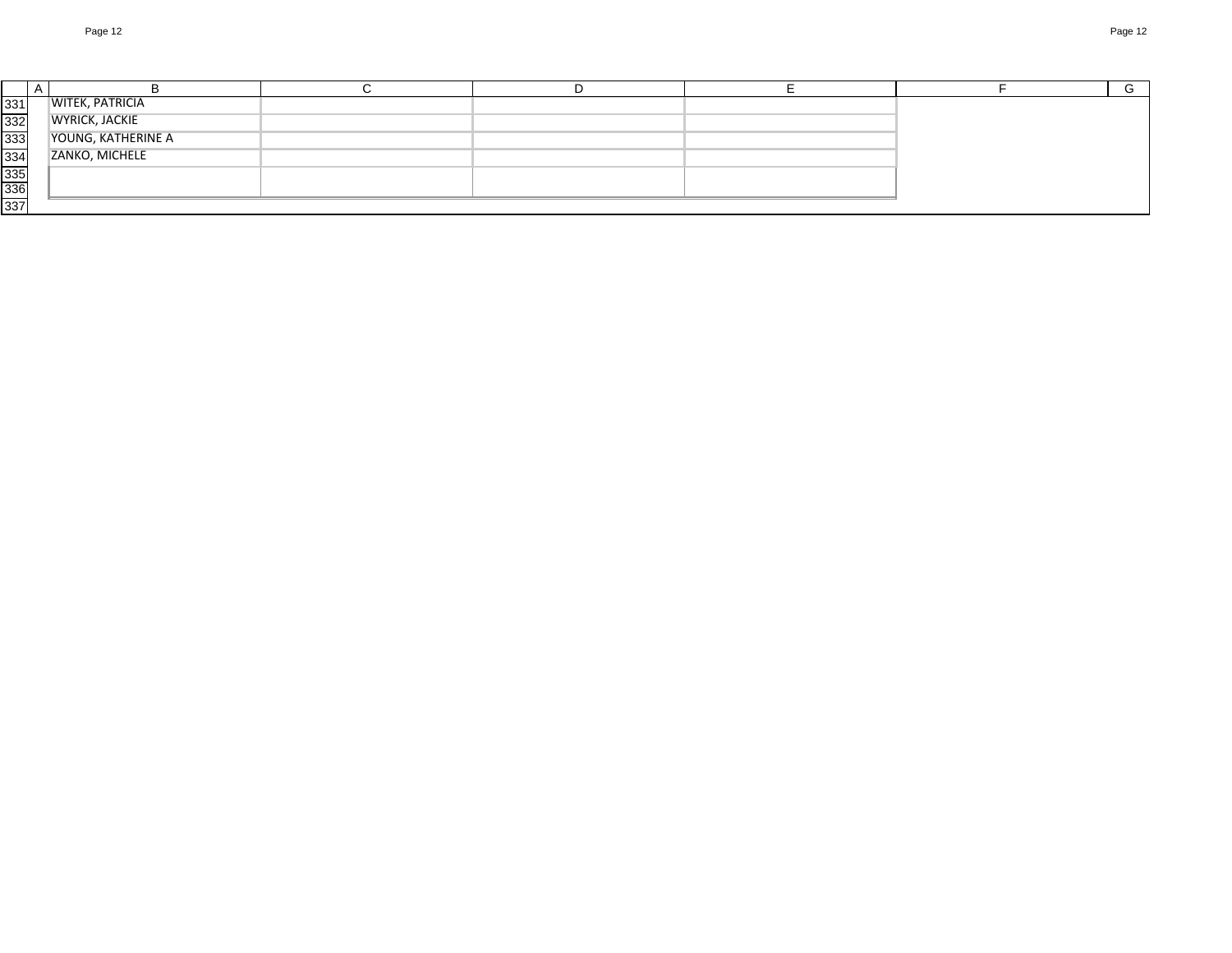| | A | B | C | D | E | F | G |
|---|---|---|---|---|---|---|---|
| 331 | | WITEK, PATRICIA | | | | | |
| 332 | | WYRICK, JACKIE | | | | | |
| 333 | | YOUNG, KATHERINE A | | | | | |
| 334 | | ZANKO, MICHELE | | | | | |
| 335 | | | | | | | |
| 336 | | | | | | | |
| 337 | | | | | | | |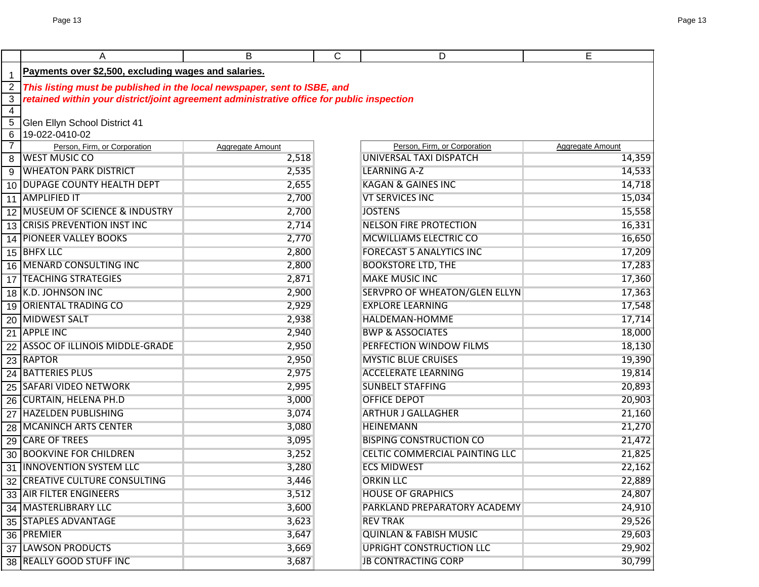**Payments over $2,500, excluding wages and salaries.**

***This listing must be published in the local newspaper, sent to ISBE, and retained within your district/joint agreement administrative office for public inspection***

Glen Ellyn School District 41

19-022-0410-02

| Person, Firm, or Corporation | Aggregate Amount | Person, Firm, or Corporation | Aggregate Amount |
|---|---|---|---|
| WEST MUSIC CO | 2,518 | UNIVERSAL TAXI DISPATCH | 14,359 |
| WHEATON PARK DISTRICT | 2,535 | LEARNING A-Z | 14,533 |
| DUPAGE COUNTY HEALTH DEPT | 2,655 | KAGAN & GAINES INC | 14,718 |
| AMPLIFIED IT | 2,700 | VT SERVICES INC | 15,034 |
| MUSEUM OF SCIENCE & INDUSTRY | 2,700 | JOSTENS | 15,558 |
| CRISIS PREVENTION INST INC | 2,714 | NELSON FIRE PROTECTION | 16,331 |
| PIONEER VALLEY BOOKS | 2,770 | MCWILLIAMS ELECTRIC CO | 16,650 |
| BHFX LLC | 2,800 | FORECAST 5 ANALYTICS INC | 17,209 |
| MENARD CONSULTING INC | 2,800 | BOOKSTORE LTD, THE | 17,283 |
| TEACHING STRATEGIES | 2,871 | MAKE MUSIC INC | 17,360 |
| K.D. JOHNSON INC | 2,900 | SERVPRO OF WHEATON/GLEN ELLYN | 17,363 |
| ORIENTAL TRADING CO | 2,929 | EXPLORE LEARNING | 17,548 |
| MIDWEST SALT | 2,938 | HALDEMAN-HOMME | 17,714 |
| APPLE INC | 2,940 | BWP & ASSOCIATES | 18,000 |
| ASSOC OF ILLINOIS MIDDLE-GRADE | 2,950 | PERFECTION WINDOW FILMS | 18,130 |
| RAPTOR | 2,950 | MYSTIC BLUE CRUISES | 19,390 |
| BATTERIES PLUS | 2,975 | ACCELERATE LEARNING | 19,814 |
| SAFARI VIDEO NETWORK | 2,995 | SUNBELT STAFFING | 20,893 |
| CURTAIN, HELENA PH.D | 3,000 | OFFICE DEPOT | 20,903 |
| HAZELDEN PUBLISHING | 3,074 | ARTHUR J GALLAGHER | 21,160 |
| MCANINCH ARTS CENTER | 3,080 | HEINEMANN | 21,270 |
| CARE OF TREES | 3,095 | BISPING CONSTRUCTION CO | 21,472 |
| BOOKVINE FOR CHILDREN | 3,252 | CELTIC COMMERCIAL PAINTING LLC | 21,825 |
| INNOVENTION SYSTEM LLC | 3,280 | ECS MIDWEST | 22,162 |
| CREATIVE CULTURE CONSULTING | 3,446 | ORKIN LLC | 22,889 |
| AIR FILTER ENGINEERS | 3,512 | HOUSE OF GRAPHICS | 24,807 |
| MASTERLIBRARY LLC | 3,600 | PARKLAND PREPARATORY ACADEMY | 24,910 |
| STAPLES ADVANTAGE | 3,623 | REV TRAK | 29,526 |
| PREMIER | 3,647 | QUINLAN & FABISH MUSIC | 29,603 |
| LAWSON PRODUCTS | 3,669 | UPRIGHT CONSTRUCTION LLC | 29,902 |
| REALLY GOOD STUFF INC | 3,687 | JB CONTRACTING CORP | 30,799 |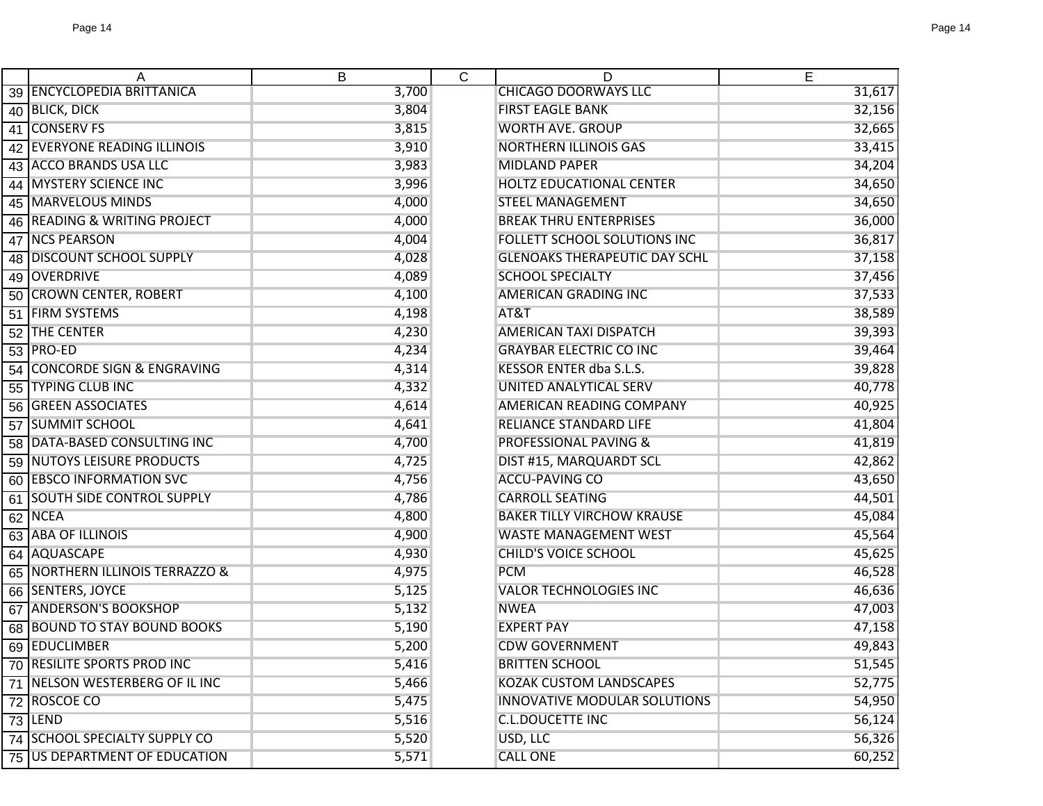| | A | B | C | D | E |
|---|---|---|---|---|---|
| 39 | ENCYCLOPEDIA BRITTANICA | 3,700 | | CHICAGO DOORWAYS LLC | 31,617 |
| 40 | BLICK, DICK | 3,804 | | FIRST EAGLE BANK | 32,156 |
| 41 | CONSERV FS | 3,815 | | WORTH AVE. GROUP | 32,665 |
| 42 | EVERYONE READING ILLINOIS | 3,910 | | NORTHERN ILLINOIS GAS | 33,415 |
| 43 | ACCO BRANDS USA LLC | 3,983 | | MIDLAND PAPER | 34,204 |
| 44 | MYSTERY SCIENCE INC | 3,996 | | HOLTZ EDUCATIONAL CENTER | 34,650 |
| 45 | MARVELOUS MINDS | 4,000 | | STEEL MANAGEMENT | 34,650 |
| 46 | READING & WRITING PROJECT | 4,000 | | BREAK THRU ENTERPRISES | 36,000 |
| 47 | NCS PEARSON | 4,004 | | FOLLETT SCHOOL SOLUTIONS INC | 36,817 |
| 48 | DISCOUNT SCHOOL SUPPLY | 4,028 | | GLENOAKS THERAPEUTIC DAY SCHL | 37,158 |
| 49 | OVERDRIVE | 4,089 | | SCHOOL SPECIALTY | 37,456 |
| 50 | CROWN CENTER, ROBERT | 4,100 | | AMERICAN GRADING INC | 37,533 |
| 51 | FIRM SYSTEMS | 4,198 | | AT&T | 38,589 |
| 52 | THE CENTER | 4,230 | | AMERICAN TAXI DISPATCH | 39,393 |
| 53 | PRO-ED | 4,234 | | GRAYBAR ELECTRIC CO INC | 39,464 |
| 54 | CONCORDE SIGN & ENGRAVING | 4,314 | | KESSOR ENTER dba S.L.S. | 39,828 |
| 55 | TYPING CLUB INC | 4,332 | | UNITED ANALYTICAL SERV | 40,778 |
| 56 | GREEN ASSOCIATES | 4,614 | | AMERICAN READING COMPANY | 40,925 |
| 57 | SUMMIT SCHOOL | 4,641 | | RELIANCE STANDARD LIFE | 41,804 |
| 58 | DATA-BASED CONSULTING INC | 4,700 | | PROFESSIONAL PAVING & | 41,819 |
| 59 | NUTOYS LEISURE PRODUCTS | 4,725 | | DIST #15, MARQUARDT SCL | 42,862 |
| 60 | EBSCO INFORMATION SVC | 4,756 | | ACCU-PAVING CO | 43,650 |
| 61 | SOUTH SIDE CONTROL SUPPLY | 4,786 | | CARROLL SEATING | 44,501 |
| 62 | NCEA | 4,800 | | BAKER TILLY VIRCHOW KRAUSE | 45,084 |
| 63 | ABA OF ILLINOIS | 4,900 | | WASTE MANAGEMENT WEST | 45,564 |
| 64 | AQUASCAPE | 4,930 | | CHILD'S VOICE SCHOOL | 45,625 |
| 65 | NORTHERN ILLINOIS TERRAZZO & | 4,975 | | PCM | 46,528 |
| 66 | SENTERS, JOYCE | 5,125 | | VALOR TECHNOLOGIES INC | 46,636 |
| 67 | ANDERSON'S BOOKSHOP | 5,132 | | NWEA | 47,003 |
| 68 | BOUND TO STAY BOUND BOOKS | 5,190 | | EXPERT PAY | 47,158 |
| 69 | EDUCLIMBER | 5,200 | | CDW GOVERNMENT | 49,843 |
| 70 | RESILITE SPORTS PROD INC | 5,416 | | BRITTEN SCHOOL | 51,545 |
| 71 | NELSON WESTERBERG OF IL INC | 5,466 | | KOZAK CUSTOM LANDSCAPES | 52,775 |
| 72 | ROSCOE CO | 5,475 | | INNOVATIVE MODULAR SOLUTIONS | 54,950 |
| 73 | LEND | 5,516 | | C.L.DOUCETTE INC | 56,124 |
| 74 | SCHOOL SPECIALTY SUPPLY CO | 5,520 | | USD, LLC | 56,326 |
| 75 | US DEPARTMENT OF EDUCATION | 5,571 | | CALL ONE | 60,252 |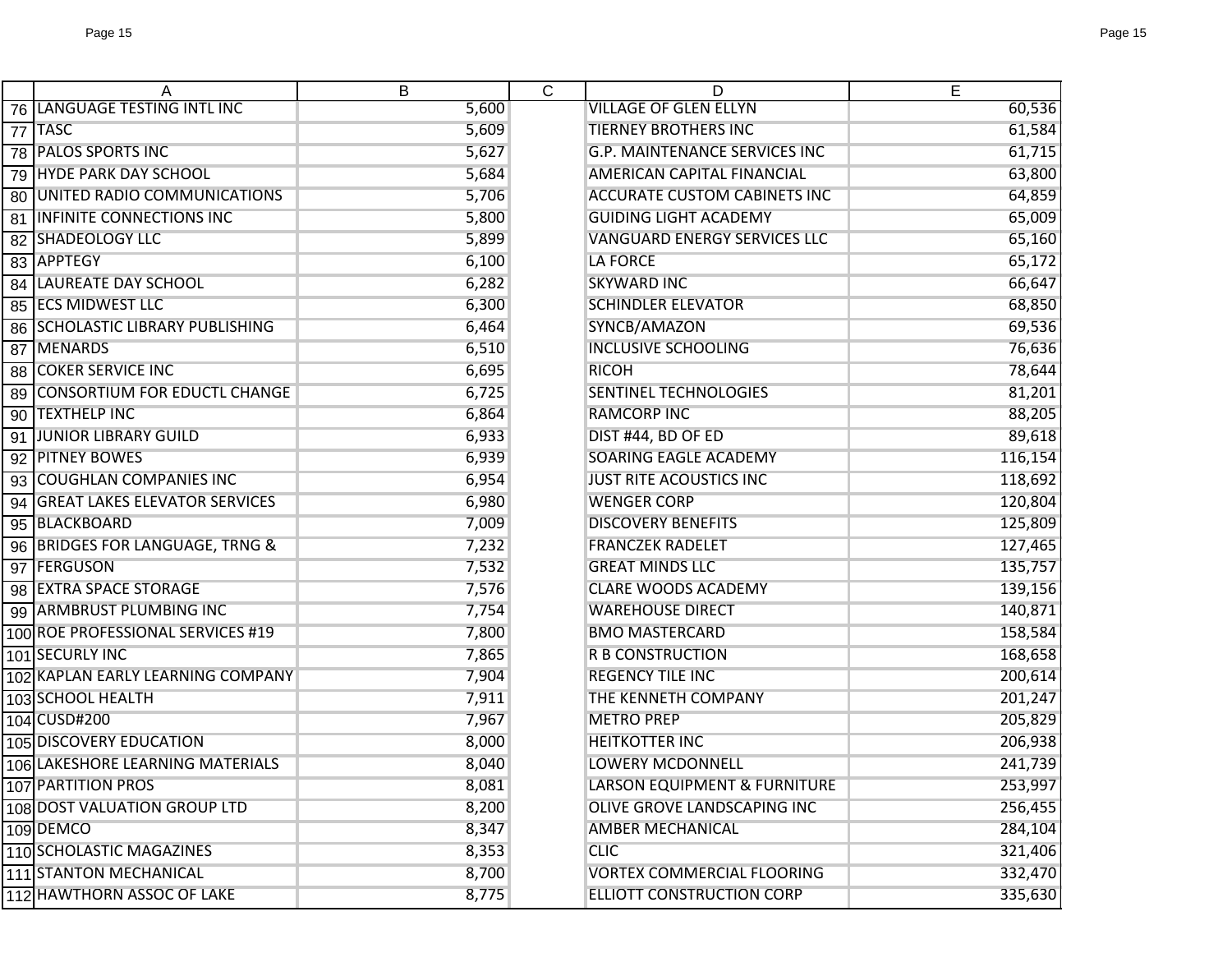| | A | B | C | D | E |
|---|---|---|---|---|---|
| 76 | LANGUAGE TESTING INTL INC | 5,600 | | VILLAGE OF GLEN ELLYN | 60,536 |
| 77 | TASC | 5,609 | | TIERNEY BROTHERS INC | 61,584 |
| 78 | PALOS SPORTS INC | 5,627 | | G.P. MAINTENANCE SERVICES INC | 61,715 |
| 79 | HYDE PARK DAY SCHOOL | 5,684 | | AMERICAN CAPITAL FINANCIAL | 63,800 |
| 80 | UNITED RADIO COMMUNICATIONS | 5,706 | | ACCURATE CUSTOM CABINETS INC | 64,859 |
| 81 | INFINITE CONNECTIONS INC | 5,800 | | GUIDING LIGHT ACADEMY | 65,009 |
| 82 | SHADEOLOGY LLC | 5,899 | | VANGUARD ENERGY SERVICES LLC | 65,160 |
| 83 | APPTEGY | 6,100 | | LA FORCE | 65,172 |
| 84 | LAUREATE DAY SCHOOL | 6,282 | | SKYWARD INC | 66,647 |
| 85 | ECS MIDWEST LLC | 6,300 | | SCHINDLER ELEVATOR | 68,850 |
| 86 | SCHOLASTIC LIBRARY PUBLISHING | 6,464 | | SYNCB/AMAZON | 69,536 |
| 87 | MENARDS | 6,510 | | INCLUSIVE SCHOOLING | 76,636 |
| 88 | COKER SERVICE INC | 6,695 | | RICOH | 78,644 |
| 89 | CONSORTIUM FOR EDUCTL CHANGE | 6,725 | | SENTINEL TECHNOLOGIES | 81,201 |
| 90 | TEXTHELP INC | 6,864 | | RAMCORP INC | 88,205 |
| 91 | JUNIOR LIBRARY GUILD | 6,933 | | DIST #44, BD OF ED | 89,618 |
| 92 | PITNEY BOWES | 6,939 | | SOARING EAGLE ACADEMY | 116,154 |
| 93 | COUGHLAN COMPANIES INC | 6,954 | | JUST RITE ACOUSTICS INC | 118,692 |
| 94 | GREAT LAKES ELEVATOR SERVICES | 6,980 | | WENGER CORP | 120,804 |
| 95 | BLACKBOARD | 7,009 | | DISCOVERY BENEFITS | 125,809 |
| 96 | BRIDGES FOR LANGUAGE, TRNG & | 7,232 | | FRANCZEK RADELET | 127,465 |
| 97 | FERGUSON | 7,532 | | GREAT MINDS LLC | 135,757 |
| 98 | EXTRA SPACE STORAGE | 7,576 | | CLARE WOODS ACADEMY | 139,156 |
| 99 | ARMBRUST PLUMBING INC | 7,754 | | WAREHOUSE DIRECT | 140,871 |
| 100 | ROE PROFESSIONAL SERVICES #19 | 7,800 | | BMO MASTERCARD | 158,584 |
| 101 | SECURLY INC | 7,865 | | R B CONSTRUCTION | 168,658 |
| 102 | KAPLAN EARLY LEARNING COMPANY | 7,904 | | REGENCY TILE INC | 200,614 |
| 103 | SCHOOL HEALTH | 7,911 | | THE KENNETH COMPANY | 201,247 |
| 104 | CUSD#200 | 7,967 | | METRO PREP | 205,829 |
| 105 | DISCOVERY EDUCATION | 8,000 | | HEITKOTTER INC | 206,938 |
| 106 | LAKESHORE LEARNING MATERIALS | 8,040 | | LOWERY MCDONNELL | 241,739 |
| 107 | PARTITION PROS | 8,081 | | LARSON EQUIPMENT & FURNITURE | 253,997 |
| 108 | DOST VALUATION GROUP LTD | 8,200 | | OLIVE GROVE LANDSCAPING INC | 256,455 |
| 109 | DEMCO | 8,347 | | AMBER MECHANICAL | 284,104 |
| 110 | SCHOLASTIC MAGAZINES | 8,353 | | CLIC | 321,406 |
| 111 | STANTON MECHANICAL | 8,700 | | VORTEX COMMERCIAL FLOORING | 332,470 |
| 112 | HAWTHORN ASSOC OF LAKE | 8,775 | | ELLIOTT CONSTRUCTION CORP | 335,630 |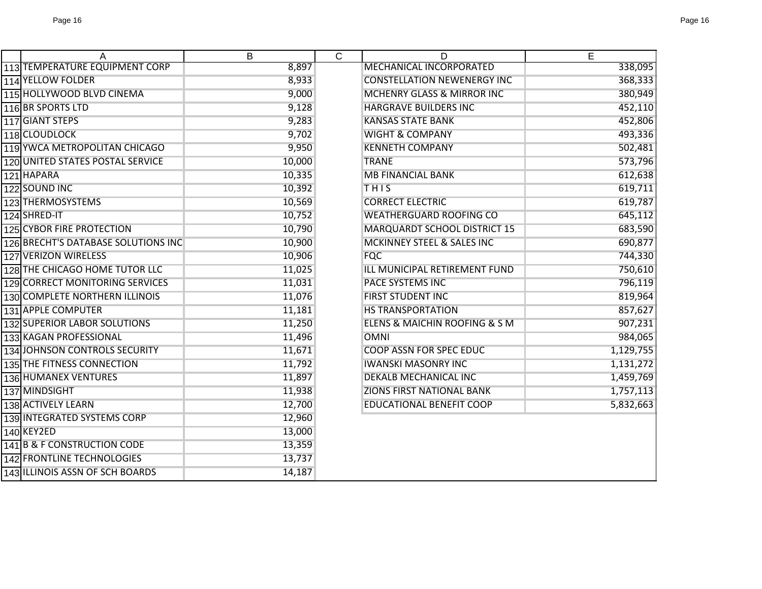| | A | B | C | D | E |
|---|---|---|---|---|---|
| 113 | TEMPERATURE EQUIPMENT CORP | 8,897 | | MECHANICAL INCORPORATED | 338,095 |
| 114 | YELLOW FOLDER | 8,933 | | CONSTELLATION NEWENERGY INC | 368,333 |
| 115 | HOLLYWOOD BLVD CINEMA | 9,000 | | MCHENRY GLASS & MIRROR INC | 380,949 |
| 116 | BR SPORTS LTD | 9,128 | | HARGRAVE BUILDERS INC | 452,110 |
| 117 | GIANT STEPS | 9,283 | | KANSAS STATE BANK | 452,806 |
| 118 | CLOUDLOCK | 9,702 | | WIGHT & COMPANY | 493,336 |
| 119 | YWCA METROPOLITAN CHICAGO | 9,950 | | KENNETH COMPANY | 502,481 |
| 120 | UNITED STATES POSTAL SERVICE | 10,000 | | TRANE | 573,796 |
| 121 | HAPARA | 10,335 | | MB FINANCIAL BANK | 612,638 |
| 122 | SOUND INC | 10,392 | | T H I S | 619,711 |
| 123 | THERMOSYSTEMS | 10,569 | | CORRECT ELECTRIC | 619,787 |
| 124 | SHRED-IT | 10,752 | | WEATHERGUARD ROOFING CO | 645,112 |
| 125 | CYBOR FIRE PROTECTION | 10,790 | | MARQUARDT SCHOOL DISTRICT 15 | 683,590 |
| 126 | BRECHT'S DATABASE SOLUTIONS INC | 10,900 | | MCKINNEY STEEL & SALES INC | 690,877 |
| 127 | VERIZON WIRELESS | 10,906 | | FQC | 744,330 |
| 128 | THE CHICAGO HOME TUTOR LLC | 11,025 | | ILL MUNICIPAL RETIREMENT FUND | 750,610 |
| 129 | CORRECT MONITORING SERVICES | 11,031 | | PACE SYSTEMS INC | 796,119 |
| 130 | COMPLETE NORTHERN ILLINOIS | 11,076 | | FIRST STUDENT INC | 819,964 |
| 131 | APPLE COMPUTER | 11,181 | | HS TRANSPORTATION | 857,627 |
| 132 | SUPERIOR LABOR SOLUTIONS | 11,250 | | ELENS & MAICHIN ROOFING & S M | 907,231 |
| 133 | KAGAN PROFESSIONAL | 11,496 | | OMNI | 984,065 |
| 134 | JOHNSON CONTROLS SECURITY | 11,671 | | COOP ASSN FOR SPEC EDUC | 1,129,755 |
| 135 | THE FITNESS CONNECTION | 11,792 | | IWANSKI MASONRY INC | 1,131,272 |
| 136 | HUMANEX VENTURES | 11,897 | | DEKALB MECHANICAL INC | 1,459,769 |
| 137 | MINDSIGHT | 11,938 | | ZIONS FIRST NATIONAL BANK | 1,757,113 |
| 138 | ACTIVELY LEARN | 12,700 | | EDUCATIONAL BENEFIT COOP | 5,832,663 |
| 139 | INTEGRATED SYSTEMS CORP | 12,960 | | | |
| 140 | KEY2ED | 13,000 | | | |
| 141 | B & F CONSTRUCTION CODE | 13,359 | | | |
| 142 | FRONTLINE TECHNOLOGIES | 13,737 | | | |
| 143 | ILLINOIS ASSN OF SCH BOARDS | 14,187 | | | |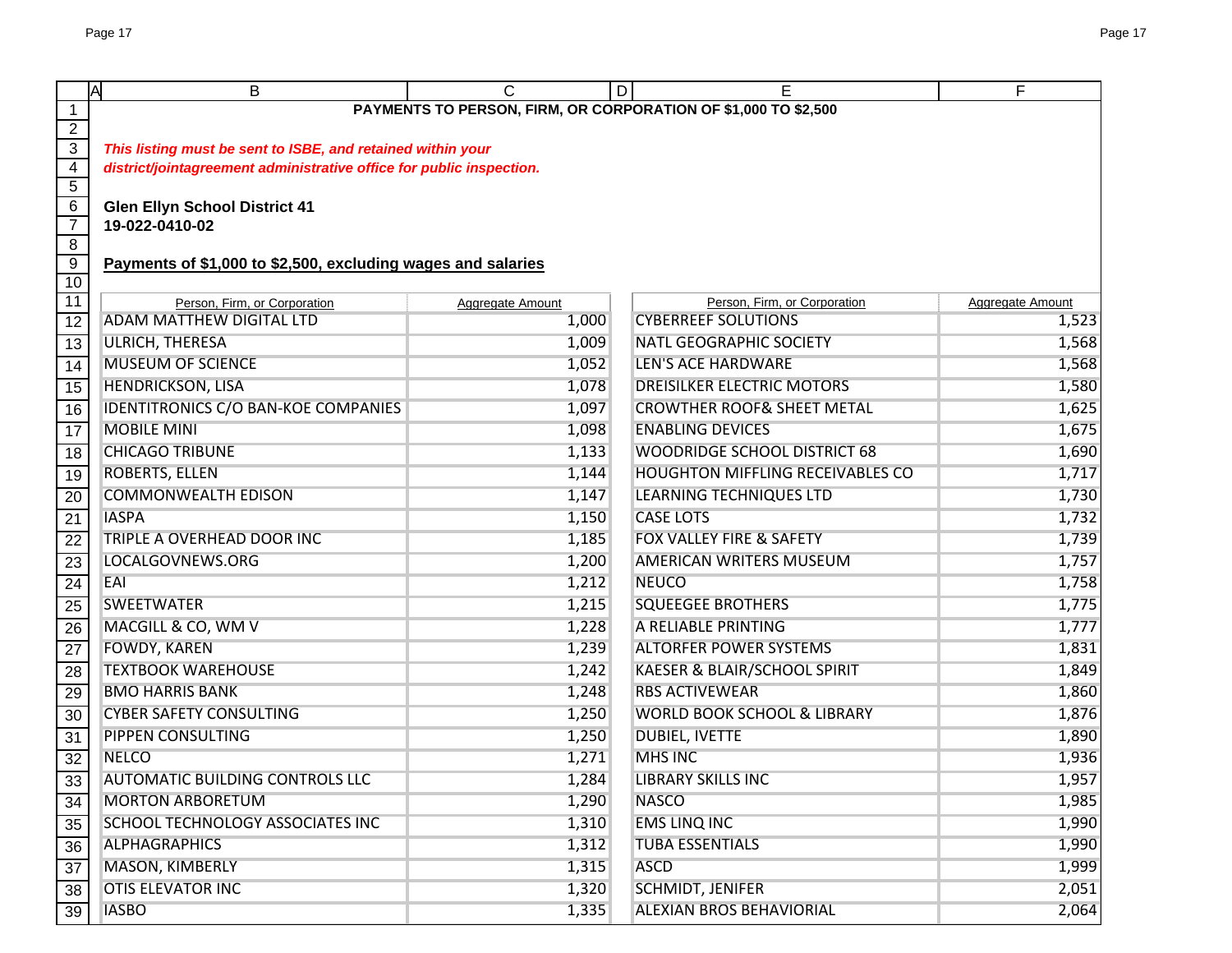# PAYMENTS TO PERSON, FIRM, OR CORPORATION OF $1,000 TO $2,500

***This listing must be sent to ISBE, and retained within your district/jointagreement administrative office for public inspection.***

**Glen Ellyn School District 41**
**19-022-0410-02**

**Payments of $1,000 to $2,500, excluding wages and salaries**

| Person, Firm, or Corporation | Aggregate Amount | Person, Firm, or Corporation | Aggregate Amount |
|---|---|---|---|
| ADAM MATTHEW DIGITAL LTD | 1,000 | CYBERREEF SOLUTIONS | 1,523 |
| ULRICH, THERESA | 1,009 | NATL GEOGRAPHIC SOCIETY | 1,568 |
| MUSEUM OF SCIENCE | 1,052 | LEN'S ACE HARDWARE | 1,568 |
| HENDRICKSON, LISA | 1,078 | DREISILKER ELECTRIC MOTORS | 1,580 |
| IDENTITRONICS C/O BAN-KOE COMPANIES | 1,097 | CROWTHER ROOF& SHEET METAL | 1,625 |
| MOBILE MINI | 1,098 | ENABLING DEVICES | 1,675 |
| CHICAGO TRIBUNE | 1,133 | WOODRIDGE SCHOOL DISTRICT 68 | 1,690 |
| ROBERTS, ELLEN | 1,144 | HOUGHTON MIFFLING RECEIVABLES CO | 1,717 |
| COMMONWEALTH EDISON | 1,147 | LEARNING TECHNIQUES LTD | 1,730 |
| IASPA | 1,150 | CASE LOTS | 1,732 |
| TRIPLE A OVERHEAD DOOR INC | 1,185 | FOX VALLEY FIRE & SAFETY | 1,739 |
| LOCALGOVNEWS.ORG | 1,200 | AMERICAN WRITERS MUSEUM | 1,757 |
| EAI | 1,212 | NEUCO | 1,758 |
| SWEETWATER | 1,215 | SQUEEGEE BROTHERS | 1,775 |
| MACGILL & CO, WM V | 1,228 | A RELIABLE PRINTING | 1,777 |
| FOWDY, KAREN | 1,239 | ALTORFER POWER SYSTEMS | 1,831 |
| TEXTBOOK WAREHOUSE | 1,242 | KAESER & BLAIR/SCHOOL SPIRIT | 1,849 |
| BMO HARRIS BANK | 1,248 | RBS ACTIVEWEAR | 1,860 |
| CYBER SAFETY CONSULTING | 1,250 | WORLD BOOK SCHOOL & LIBRARY | 1,876 |
| PIPPEN CONSULTING | 1,250 | DUBIEL, IVETTE | 1,890 |
| NELCO | 1,271 | MHS INC | 1,936 |
| AUTOMATIC BUILDING CONTROLS LLC | 1,284 | LIBRARY SKILLS INC | 1,957 |
| MORTON ARBORETUM | 1,290 | NASCO | 1,985 |
| SCHOOL TECHNOLOGY ASSOCIATES INC | 1,310 | EMS LINQ INC | 1,990 |
| ALPHAGRAPHICS | 1,312 | TUBA ESSENTIALS | 1,990 |
| MASON, KIMBERLY | 1,315 | ASCD | 1,999 |
| OTIS ELEVATOR INC | 1,320 | SCHMIDT, JENIFER | 2,051 |
| IASBO | 1,335 | ALEXIAN BROS BEHAVIORIAL | 2,064 |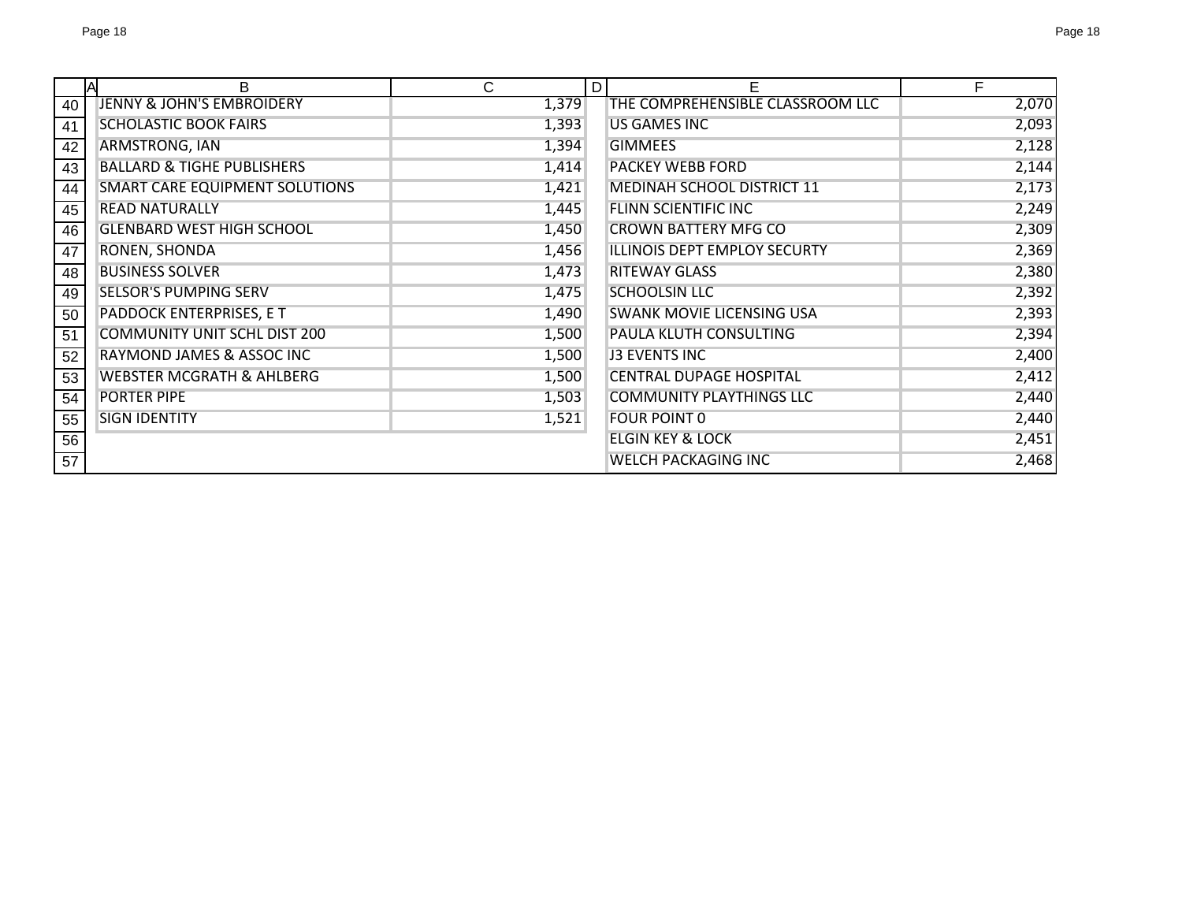| | A | B | C | D | E | F |
|---|---|---|---|---|---|---|
| 40 | | JENNY & JOHN'S EMBROIDERY | 1,379 | | THE COMPREHENSIBLE CLASSROOM LLC | 2,070 |
| 41 | | SCHOLASTIC BOOK FAIRS | 1,393 | | US GAMES INC | 2,093 |
| 42 | | ARMSTRONG, IAN | 1,394 | | GIMMEES | 2,128 |
| 43 | | BALLARD & TIGHE PUBLISHERS | 1,414 | | PACKEY WEBB FORD | 2,144 |
| 44 | | SMART CARE EQUIPMENT SOLUTIONS | 1,421 | | MEDINAH SCHOOL DISTRICT 11 | 2,173 |
| 45 | | READ NATURALLY | 1,445 | | FLINN SCIENTIFIC INC | 2,249 |
| 46 | | GLENBARD WEST HIGH SCHOOL | 1,450 | | CROWN BATTERY MFG CO | 2,309 |
| 47 | | RONEN, SHONDA | 1,456 | | ILLINOIS DEPT EMPLOY SECURTY | 2,369 |
| 48 | | BUSINESS SOLVER | 1,473 | | RITEWAY GLASS | 2,380 |
| 49 | | SELSOR'S PUMPING SERV | 1,475 | | SCHOOLSIN LLC | 2,392 |
| 50 | | PADDOCK ENTERPRISES, E T | 1,490 | | SWANK MOVIE LICENSING USA | 2,393 |
| 51 | | COMMUNITY UNIT SCHL DIST 200 | 1,500 | | PAULA KLUTH CONSULTING | 2,394 |
| 52 | | RAYMOND JAMES & ASSOC INC | 1,500 | | J3 EVENTS INC | 2,400 |
| 53 | | WEBSTER MCGRATH & AHLBERG | 1,500 | | CENTRAL DUPAGE HOSPITAL | 2,412 |
| 54 | | PORTER PIPE | 1,503 | | COMMUNITY PLAYTHINGS LLC | 2,440 |
| 55 | | SIGN IDENTITY | 1,521 | | FOUR POINT 0 | 2,440 |
| 56 | | | | | ELGIN KEY & LOCK | 2,451 |
| 57 | | | | | WELCH PACKAGING INC | 2,468 |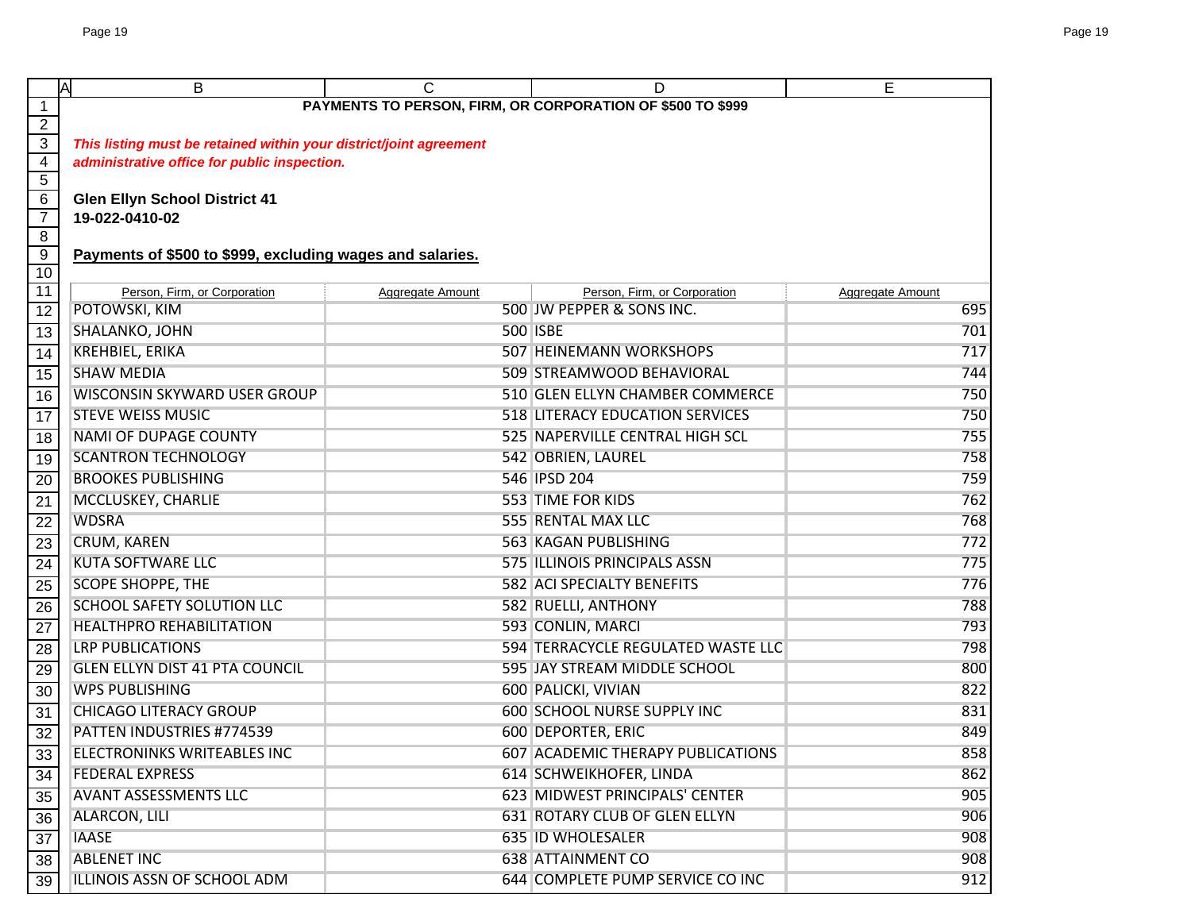# PAYMENTS TO PERSON, FIRM, OR CORPORATION OF $500 TO $999

***This listing must be retained within your district/joint agreement administrative office for public inspection.***

**Glen Ellyn School District 41**
**19-022-0410-02**

**Payments of $500 to $999, excluding wages and salaries.**

| Person, Firm, or Corporation | Aggregate Amount | Person, Firm, or Corporation | Aggregate Amount |
|---|---|---|---|
| POTOWSKI, KIM | 500 | JW PEPPER & SONS INC. | 695 |
| SHALANKO, JOHN | 500 | ISBE | 701 |
| KREHBIEL, ERIKA | 507 | HEINEMANN WORKSHOPS | 717 |
| SHAW MEDIA | 509 | STREAMWOOD BEHAVIORAL | 744 |
| WISCONSIN SKYWARD USER GROUP | 510 | GLEN ELLYN CHAMBER COMMERCE | 750 |
| STEVE WEISS MUSIC | 518 | LITERACY EDUCATION SERVICES | 750 |
| NAMI OF DUPAGE COUNTY | 525 | NAPERVILLE CENTRAL HIGH SCL | 755 |
| SCANTRON TECHNOLOGY | 542 | OBRIEN, LAUREL | 758 |
| BROOKES PUBLISHING | 546 | IPSD 204 | 759 |
| MCCLUSKEY, CHARLIE | 553 | TIME FOR KIDS | 762 |
| WDSRA | 555 | RENTAL MAX LLC | 768 |
| CRUM, KAREN | 563 | KAGAN PUBLISHING | 772 |
| KUTA SOFTWARE LLC | 575 | ILLINOIS PRINCIPALS ASSN | 775 |
| SCOPE SHOPPE, THE | 582 | ACI SPECIALTY BENEFITS | 776 |
| SCHOOL SAFETY SOLUTION LLC | 582 | RUELLI, ANTHONY | 788 |
| HEALTHPRO REHABILITATION | 593 | CONLIN, MARCI | 793 |
| LRP PUBLICATIONS | 594 | TERRACYCLE REGULATED WASTE LLC | 798 |
| GLEN ELLYN DIST 41 PTA COUNCIL | 595 | JAY STREAM MIDDLE SCHOOL | 800 |
| WPS PUBLISHING | 600 | PALICKI, VIVIAN | 822 |
| CHICAGO LITERACY GROUP | 600 | SCHOOL NURSE SUPPLY INC | 831 |
| PATTEN INDUSTRIES #774539 | 600 | DEPORTER, ERIC | 849 |
| ELECTRONINKS WRITEABLES INC | 607 | ACADEMIC THERAPY PUBLICATIONS | 858 |
| FEDERAL EXPRESS | 614 | SCHWEIKHOFER, LINDA | 862 |
| AVANT ASSESSMENTS LLC | 623 | MIDWEST PRINCIPALS' CENTER | 905 |
| ALARCON, LILI | 631 | ROTARY CLUB OF GLEN ELLYN | 906 |
| IAASE | 635 | ID WHOLESALER | 908 |
| ABLENET INC | 638 | ATTAINMENT CO | 908 |
| ILLINOIS ASSN OF SCHOOL ADM | 644 | COMPLETE PUMP SERVICE CO INC | 912 |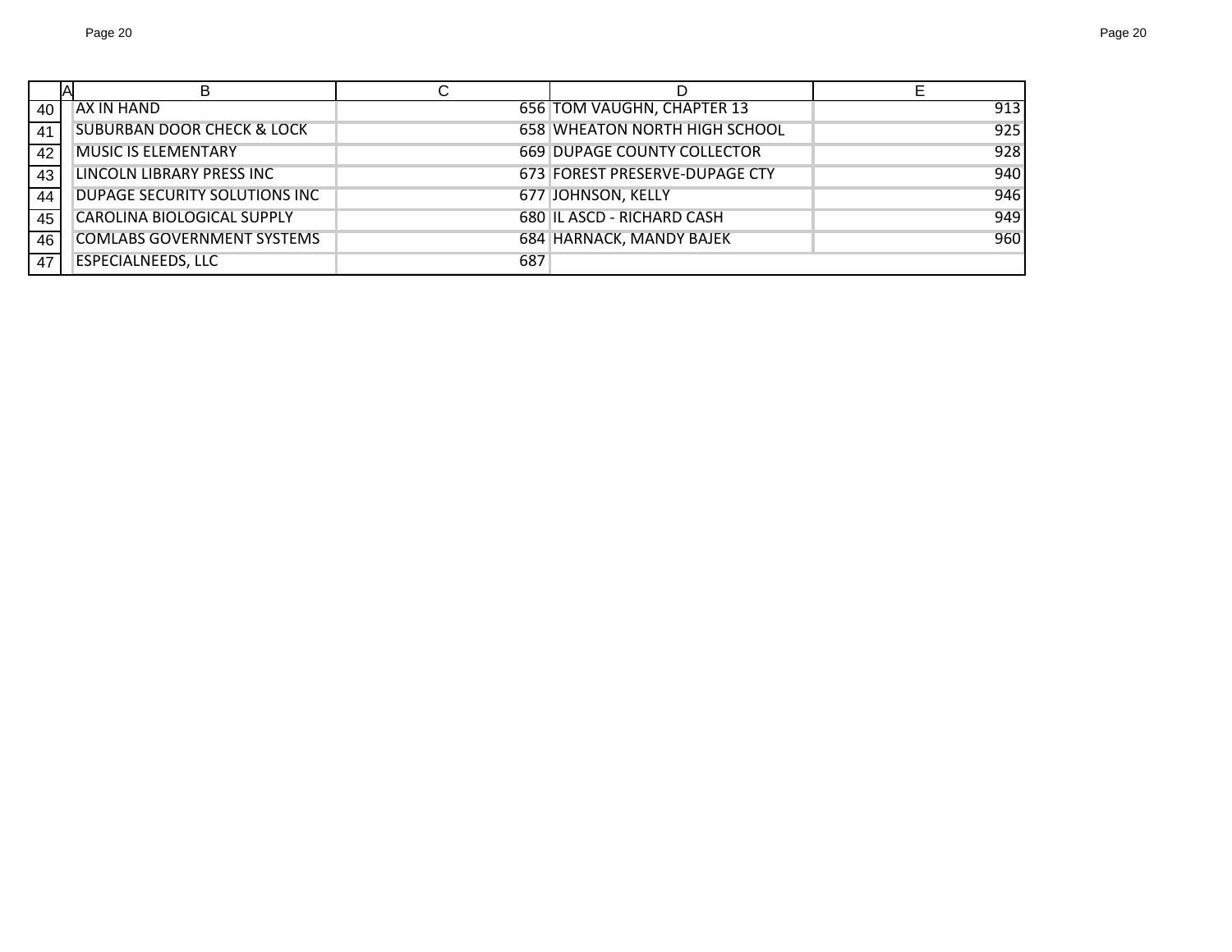| | A | B | C | D | E |
|---|---|---|---|---|---|
| 40 | | AX IN HAND | 656 | TOM VAUGHN, CHAPTER 13 | 913 |
| 41 | | SUBURBAN DOOR CHECK & LOCK | 658 | WHEATON NORTH HIGH SCHOOL | 925 |
| 42 | | MUSIC IS ELEMENTARY | 669 | DUPAGE COUNTY COLLECTOR | 928 |
| 43 | | LINCOLN LIBRARY PRESS INC | 673 | FOREST PRESERVE-DUPAGE CTY | 940 |
| 44 | | DUPAGE SECURITY SOLUTIONS INC | 677 | JOHNSON, KELLY | 946 |
| 45 | | CAROLINA BIOLOGICAL SUPPLY | 680 | IL ASCD - RICHARD CASH | 949 |
| 46 | | COMLABS GOVERNMENT SYSTEMS | 684 | HARNACK, MANDY BAJEK | 960 |
| 47 | | ESPECIALNEEDS, LLC | 687 | | |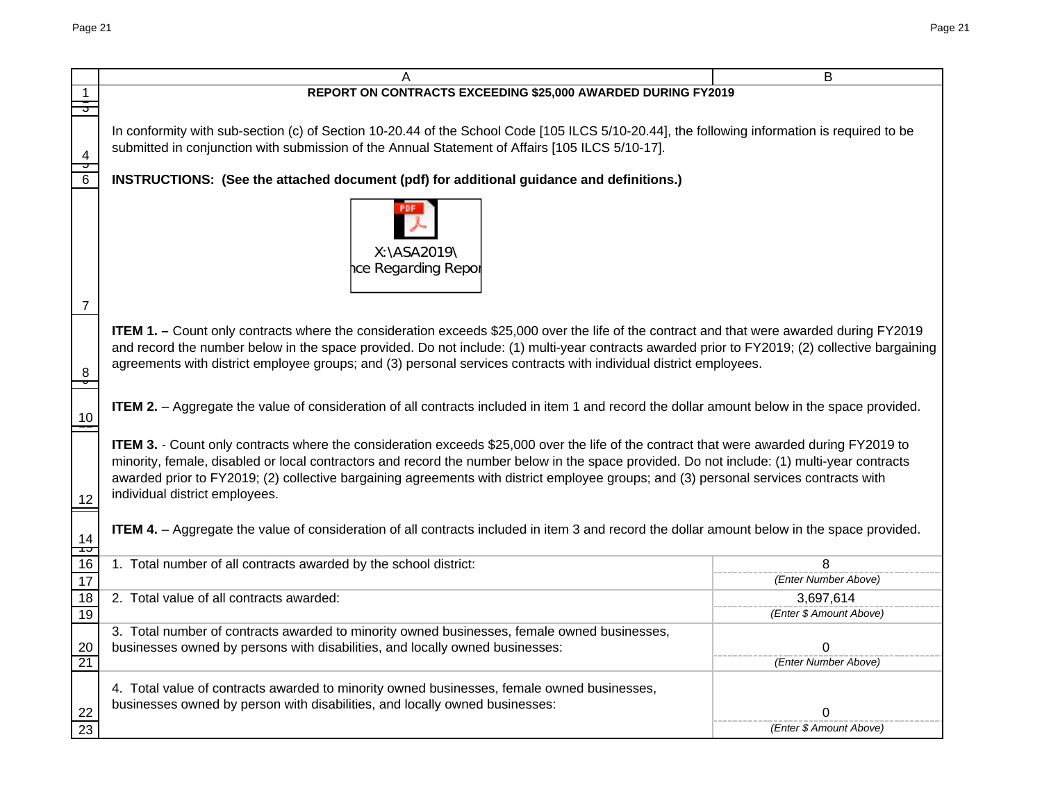# REPORT ON CONTRACTS EXCEEDING $25,000 AWARDED DURING FY2019

In conformity with sub-section (c) of Section 10-20.44 of the School Code [105 ILCS 5/10-20.44], the following information is required to be submitted in conjunction with submission of the Annual Statement of Affairs [105 ILCS 5/10-17].

**INSTRUCTIONS: (See the attached document (pdf) for additional guidance and definitions.)**

X:\ASA2019\ nce Regarding Repor

**ITEM 1. –** Count only contracts where the consideration exceeds $25,000 over the life of the contract and that were awarded during FY2019 and record the number below in the space provided. Do not include: (1) multi-year contracts awarded prior to FY2019; (2) collective bargaining agreements with district employee groups; and (3) personal services contracts with individual district employees.

**ITEM 2.** – Aggregate the value of consideration of all contracts included in item 1 and record the dollar amount below in the space provided.

**ITEM 3.** - Count only contracts where the consideration exceeds $25,000 over the life of the contract that were awarded during FY2019 to minority, female, disabled or local contractors and record the number below in the space provided. Do not include: (1) multi-year contracts awarded prior to FY2019; (2) collective bargaining agreements with district employee groups; and (3) personal services contracts with individual district employees.

**ITEM 4.** – Aggregate the value of consideration of all contracts included in item 3 and record the dollar amount below in the space provided.

| | |
|---|---|
| 1. Total number of all contracts awarded by the school district: | 8 *(Enter Number Above)* |
| 2. Total value of all contracts awarded: | 3,697,614 *(Enter $ Amount Above)* |
| 3. Total number of contracts awarded to minority owned businesses, female owned businesses, businesses owned by persons with disabilities, and locally owned businesses: | 0 *(Enter Number Above)* |
| 4. Total value of contracts awarded to minority owned businesses, female owned businesses, businesses owned by person with disabilities, and locally owned businesses: | 0 *(Enter $ Amount Above)* |